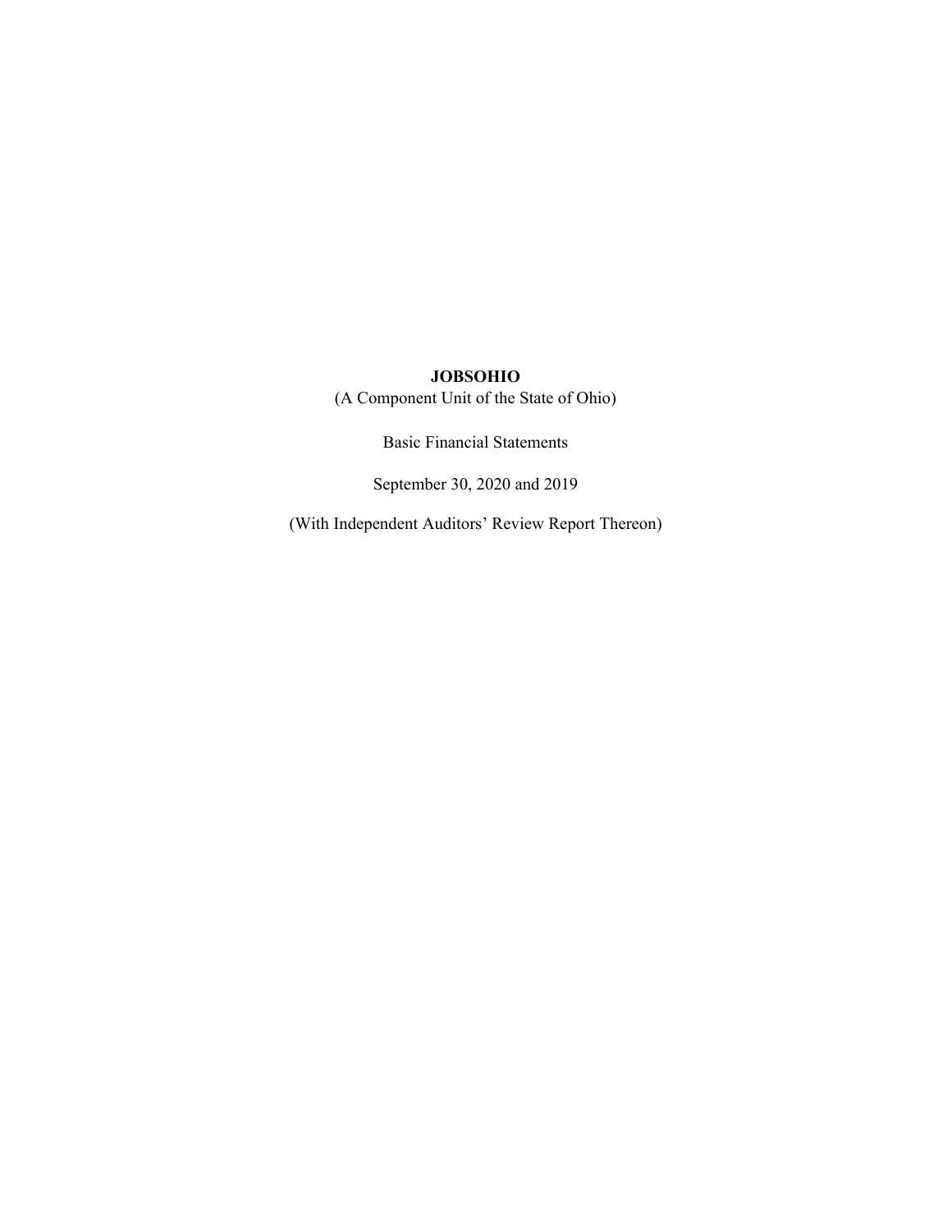# JOBSOHIO

(A Component Unit of the State of Ohio)

Basic Financial Statements

September 30, 2020 and 2019

(With Independent Auditors' Review Report Thereon)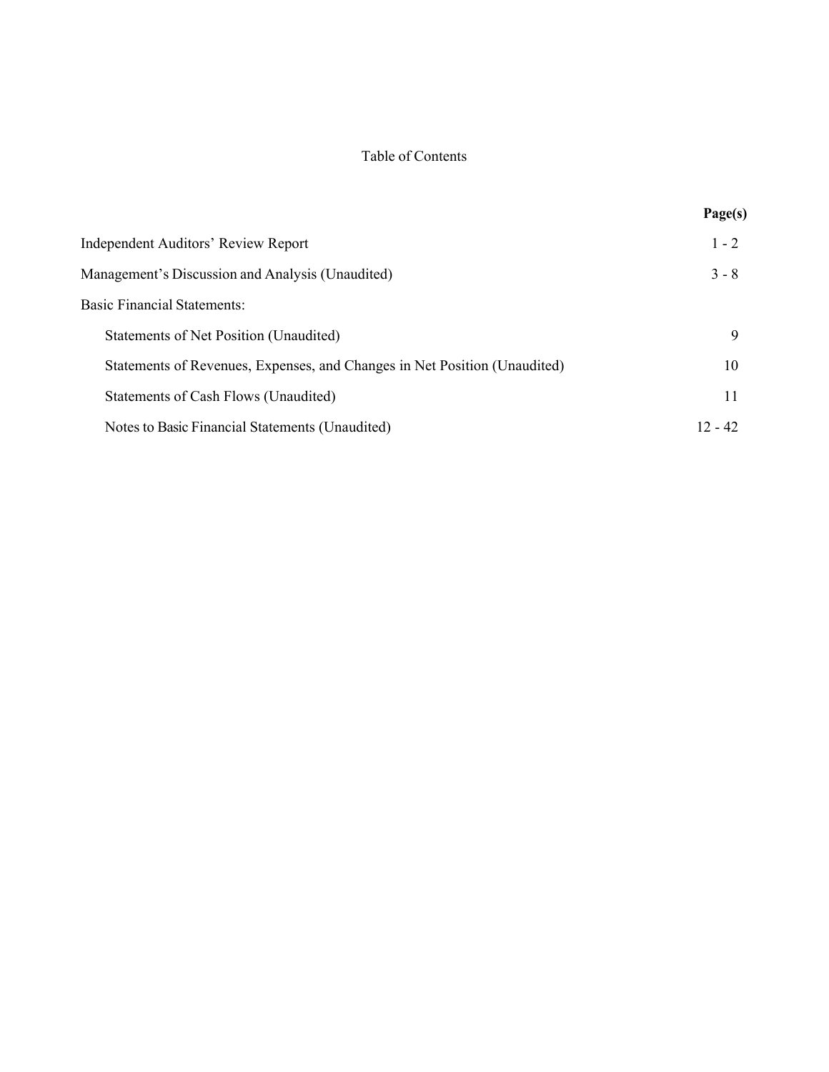# Table of Contents

| | Page(s) |
|---|---|
| Independent Auditors' Review Report | 1 - 2 |
| Management's Discussion and Analysis (Unaudited) | 3 - 8 |
| Basic Financial Statements: | |
| Statements of Net Position (Unaudited) | 9 |
| Statements of Revenues, Expenses, and Changes in Net Position (Unaudited) | 10 |
| Statements of Cash Flows (Unaudited) | 11 |
| Notes to Basic Financial Statements (Unaudited) | 12 - 42 |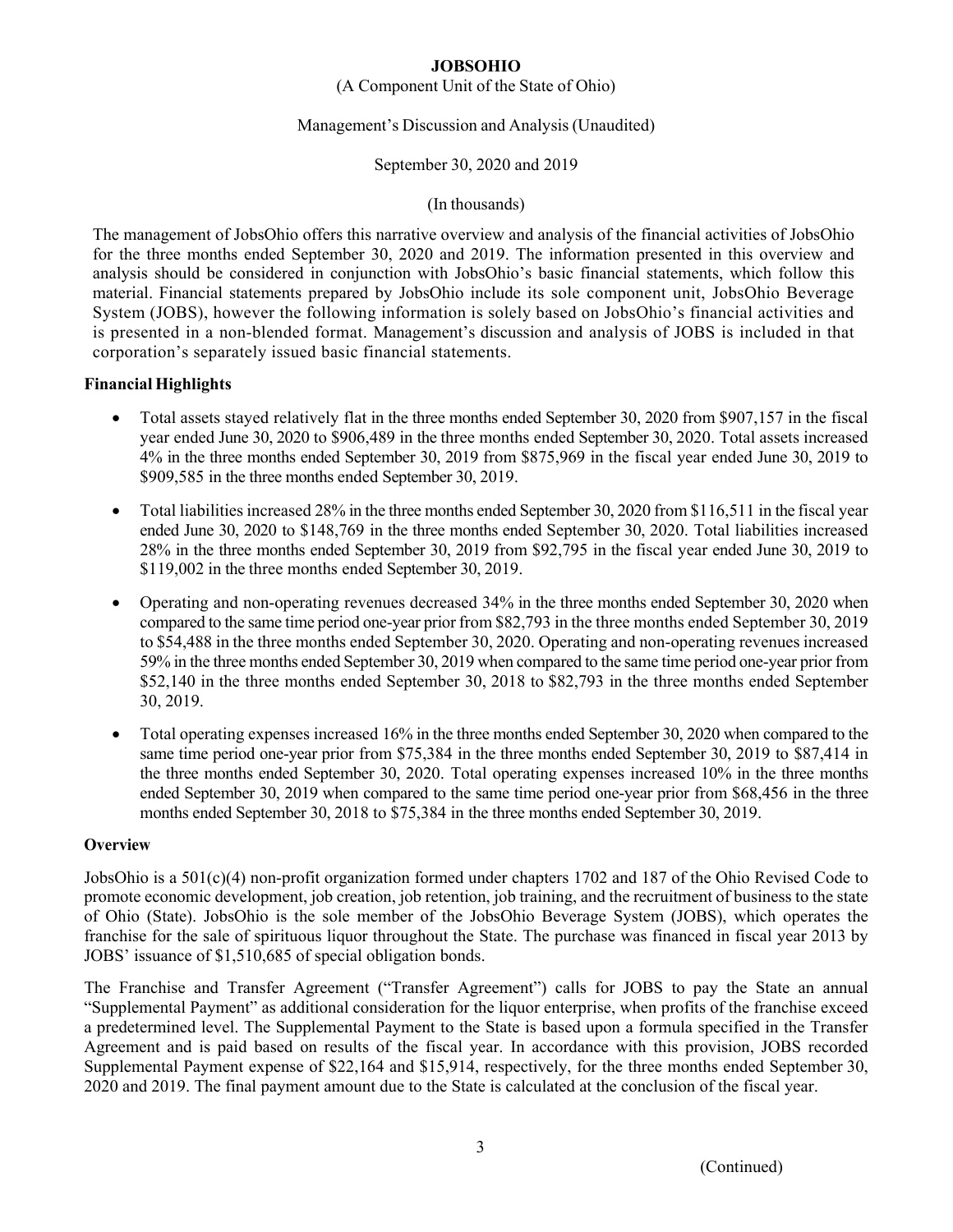# JOBSOHIO

(A Component Unit of the State of Ohio)

Management's Discussion and Analysis (Unaudited)

September 30, 2020 and 2019

(In thousands)

The management of JobsOhio offers this narrative overview and analysis of the financial activities of JobsOhio for the three months ended September 30, 2020 and 2019. The information presented in this overview and analysis should be considered in conjunction with JobsOhio's basic financial statements, which follow this material. Financial statements prepared by JobsOhio include its sole component unit, JobsOhio Beverage System (JOBS), however the following information is solely based on JobsOhio's financial activities and is presented in a non-blended format. Management's discussion and analysis of JOBS is included in that corporation's separately issued basic financial statements.

## Financial Highlights

- Total assets stayed relatively flat in the three months ended September 30, 2020 from $907,157 in the fiscal year ended June 30, 2020 to $906,489 in the three months ended September 30, 2020. Total assets increased 4% in the three months ended September 30, 2019 from $875,969 in the fiscal year ended June 30, 2019 to $909,585 in the three months ended September 30, 2019.
- Total liabilities increased 28% in the three months ended September 30, 2020 from $116,511 in the fiscal year ended June 30, 2020 to $148,769 in the three months ended September 30, 2020. Total liabilities increased 28% in the three months ended September 30, 2019 from $92,795 in the fiscal year ended June 30, 2019 to $119,002 in the three months ended September 30, 2019.
- Operating and non-operating revenues decreased 34% in the three months ended September 30, 2020 when compared to the same time period one-year prior from $82,793 in the three months ended September 30, 2019 to $54,488 in the three months ended September 30, 2020. Operating and non-operating revenues increased 59% in the three months ended September 30, 2019 when compared to the same time period one-year prior from $52,140 in the three months ended September 30, 2018 to $82,793 in the three months ended September 30, 2019.
- Total operating expenses increased 16% in the three months ended September 30, 2020 when compared to the same time period one-year prior from $75,384 in the three months ended September 30, 2019 to $87,414 in the three months ended September 30, 2020. Total operating expenses increased 10% in the three months ended September 30, 2019 when compared to the same time period one-year prior from $68,456 in the three months ended September 30, 2018 to $75,384 in the three months ended September 30, 2019.

## Overview

JobsOhio is a 501(c)(4) non-profit organization formed under chapters 1702 and 187 of the Ohio Revised Code to promote economic development, job creation, job retention, job training, and the recruitment of business to the state of Ohio (State). JobsOhio is the sole member of the JobsOhio Beverage System (JOBS), which operates the franchise for the sale of spirituous liquor throughout the State. The purchase was financed in fiscal year 2013 by JOBS' issuance of $1,510,685 of special obligation bonds.

The Franchise and Transfer Agreement ("Transfer Agreement") calls for JOBS to pay the State an annual "Supplemental Payment" as additional consideration for the liquor enterprise, when profits of the franchise exceed a predetermined level. The Supplemental Payment to the State is based upon a formula specified in the Transfer Agreement and is paid based on results of the fiscal year. In accordance with this provision, JOBS recorded Supplemental Payment expense of $22,164 and $15,914, respectively, for the three months ended September 30, 2020 and 2019. The final payment amount due to the State is calculated at the conclusion of the fiscal year.

(Continued)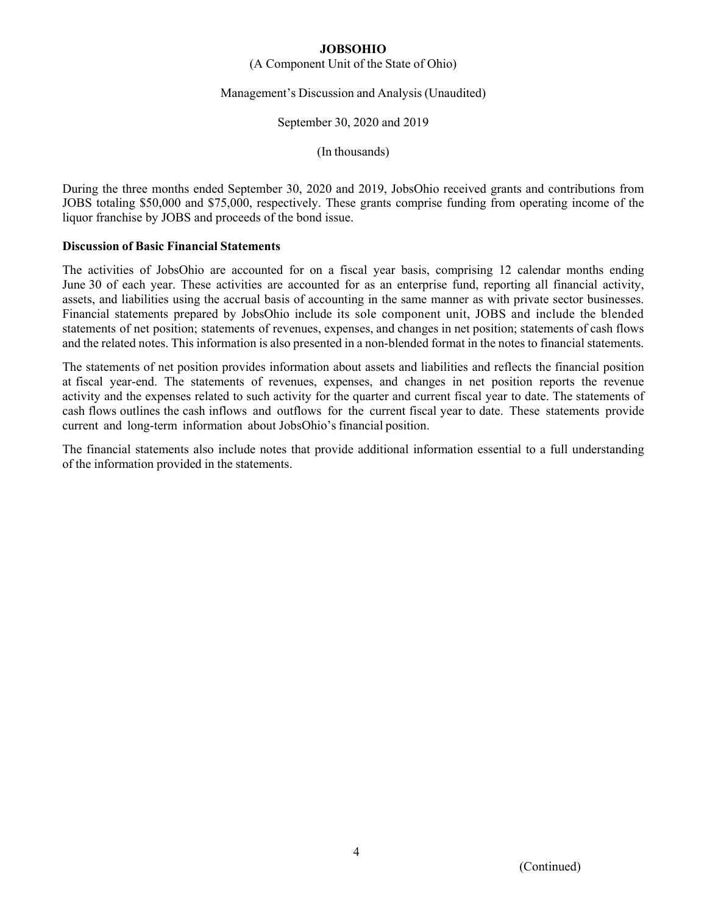During the three months ended September 30, 2020 and 2019, JobsOhio received grants and contributions from JOBS totaling $50,000 and $75,000, respectively. These grants comprise funding from operating income of the liquor franchise by JOBS and proceeds of the bond issue.

**Discussion of Basic Financial Statements**

The activities of JobsOhio are accounted for on a fiscal year basis, comprising 12 calendar months ending June 30 of each year. These activities are accounted for as an enterprise fund, reporting all financial activity, assets, and liabilities using the accrual basis of accounting in the same manner as with private sector businesses. Financial statements prepared by JobsOhio include its sole component unit, JOBS and include the blended statements of net position; statements of revenues, expenses, and changes in net position; statements of cash flows and the related notes. This information is also presented in a non-blended format in the notes to financial statements.

The statements of net position provides information about assets and liabilities and reflects the financial position at fiscal year-end. The statements of revenues, expenses, and changes in net position reports the revenue activity and the expenses related to such activity for the quarter and current fiscal year to date. The statements of cash flows outlines the cash inflows and outflows for the current fiscal year to date. These statements provide current and long-term information about JobsOhio's financial position.

The financial statements also include notes that provide additional information essential to a full understanding of the information provided in the statements.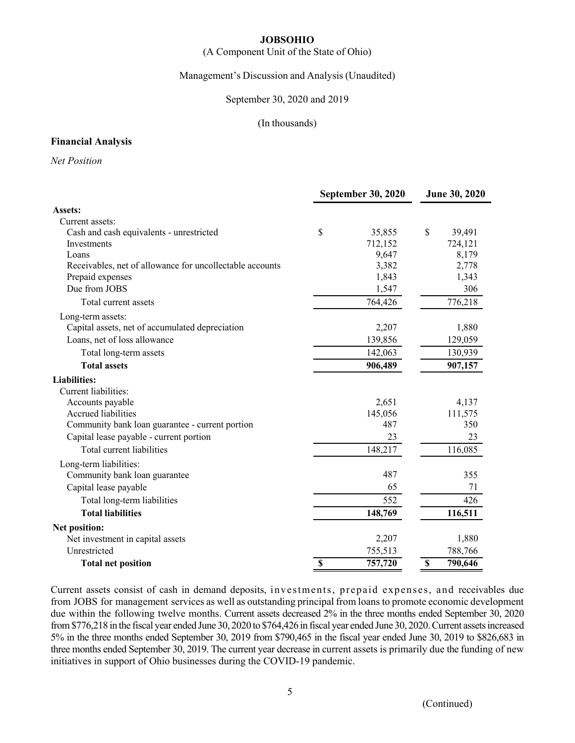**JOBSOHIO**

(A Component Unit of the State of Ohio)

Management's Discussion and Analysis (Unaudited)

September 30, 2020 and 2019

(In thousands)

## Financial Analysis

*Net Position*

| | September 30, 2020 | June 30, 2020 |
|---|---|---|
| **Assets:** | | |
| Current assets: | | |
| Cash and cash equivalents - unrestricted | $ 35,855 | $ 39,491 |
| Investments | 712,152 | 724,121 |
| Loans | 9,647 | 8,179 |
| Receivables, net of allowance for uncollectable accounts | 3,382 | 2,778 |
| Prepaid expenses | 1,843 | 1,343 |
| Due from JOBS | 1,547 | 306 |
| Total current assets | 764,426 | 776,218 |
| Long-term assets: | | |
| Capital assets, net of accumulated depreciation | 2,207 | 1,880 |
| Loans, net of loss allowance | 139,856 | 129,059 |
| Total long-term assets | 142,063 | 130,939 |
| **Total assets** | **906,489** | **907,157** |
| **Liabilities:** | | |
| Current liabilities: | | |
| Accounts payable | 2,651 | 4,137 |
| Accrued liabilities | 145,056 | 111,575 |
| Community bank loan guarantee - current portion | 487 | 350 |
| Capital lease payable - current portion | 23 | 23 |
| Total current liabilities | 148,217 | 116,085 |
| Long-term liabilities: | | |
| Community bank loan guarantee | 487 | 355 |
| Capital lease payable | 65 | 71 |
| Total long-term liabilities | 552 | 426 |
| **Total liabilities** | **148,769** | **116,511** |
| **Net position:** | | |
| Net investment in capital assets | 2,207 | 1,880 |
| Unrestricted | 755,513 | 788,766 |
| **Total net position** | **$ 757,720** | **$ 790,646** |

Current assets consist of cash in demand deposits, investments, prepaid expenses, and receivables due from JOBS for management services as well as outstanding principal from loans to promote economic development due within the following twelve months. Current assets decreased 2% in the three months ended September 30, 2020 from $776,218 in the fiscal year ended June 30, 2020 to $764,426 in fiscal year ended June 30, 2020. Current assets increased 5% in the three months ended September 30, 2019 from $790,465 in the fiscal year ended June 30, 2019 to $826,683 in three months ended September 30, 2019. The current year decrease in current assets is primarily due the funding of new initiatives in support of Ohio businesses during the COVID-19 pandemic.

(Continued)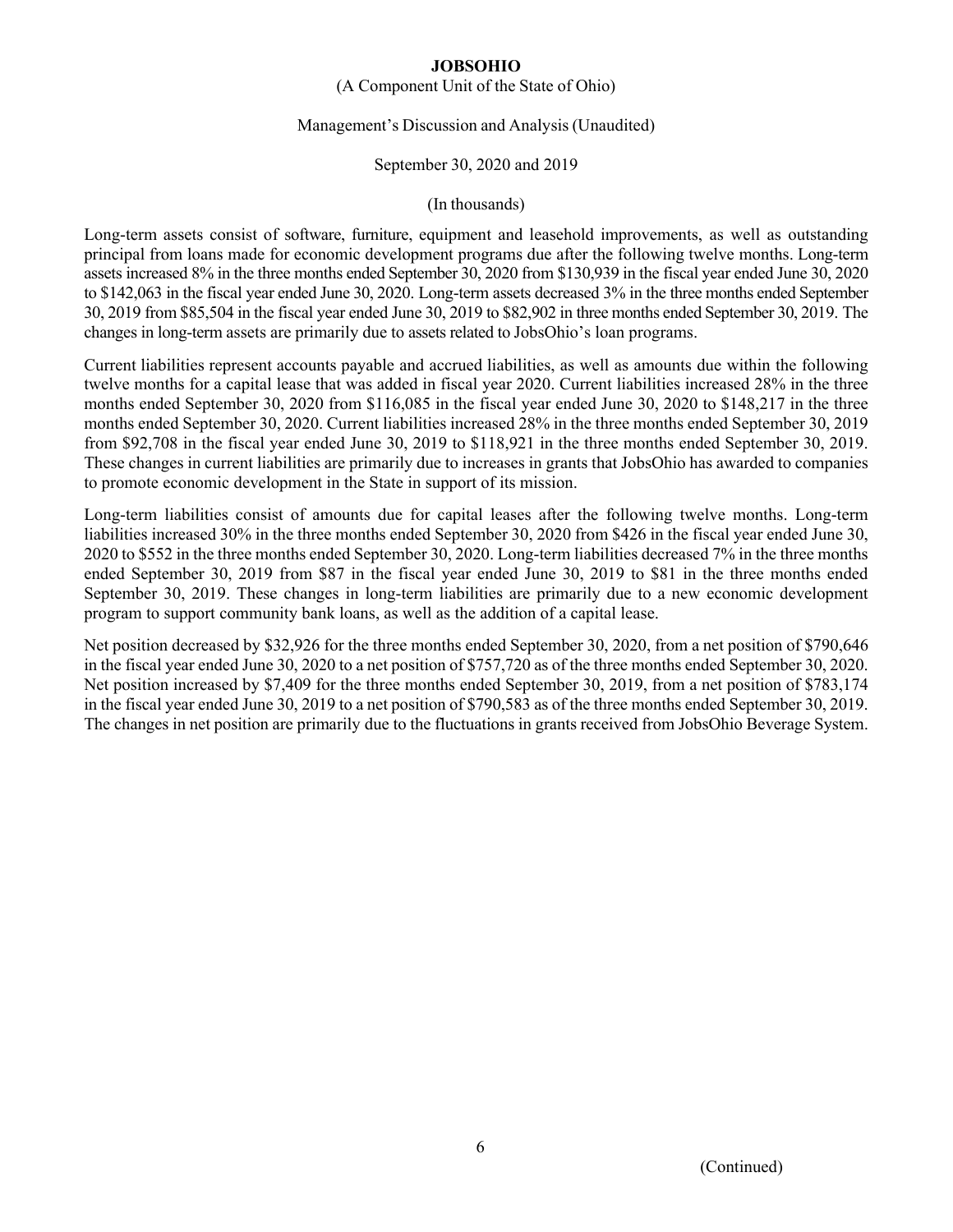# JOBSOHIO

(A Component Unit of the State of Ohio)

Management's Discussion and Analysis (Unaudited)

September 30, 2020 and 2019

(In thousands)

Long-term assets consist of software, furniture, equipment and leasehold improvements, as well as outstanding principal from loans made for economic development programs due after the following twelve months. Long-term assets increased 8% in the three months ended September 30, 2020 from $130,939 in the fiscal year ended June 30, 2020 to $142,063 in the fiscal year ended June 30, 2020. Long-term assets decreased 3% in the three months ended September 30, 2019 from $85,504 in the fiscal year ended June 30, 2019 to $82,902 in three months ended September 30, 2019. The changes in long-term assets are primarily due to assets related to JobsOhio's loan programs.

Current liabilities represent accounts payable and accrued liabilities, as well as amounts due within the following twelve months for a capital lease that was added in fiscal year 2020. Current liabilities increased 28% in the three months ended September 30, 2020 from $116,085 in the fiscal year ended June 30, 2020 to $148,217 in the three months ended September 30, 2020. Current liabilities increased 28% in the three months ended September 30, 2019 from $92,708 in the fiscal year ended June 30, 2019 to $118,921 in the three months ended September 30, 2019. These changes in current liabilities are primarily due to increases in grants that JobsOhio has awarded to companies to promote economic development in the State in support of its mission.

Long-term liabilities consist of amounts due for capital leases after the following twelve months. Long-term liabilities increased 30% in the three months ended September 30, 2020 from $426 in the fiscal year ended June 30, 2020 to $552 in the three months ended September 30, 2020. Long-term liabilities decreased 7% in the three months ended September 30, 2019 from $87 in the fiscal year ended June 30, 2019 to $81 in the three months ended September 30, 2019. These changes in long-term liabilities are primarily due to a new economic development program to support community bank loans, as well as the addition of a capital lease.

Net position decreased by $32,926 for the three months ended September 30, 2020, from a net position of $790,646 in the fiscal year ended June 30, 2020 to a net position of $757,720 as of the three months ended September 30, 2020. Net position increased by $7,409 for the three months ended September 30, 2019, from a net position of $783,174 in the fiscal year ended June 30, 2019 to a net position of $790,583 as of the three months ended September 30, 2019. The changes in net position are primarily due to the fluctuations in grants received from JobsOhio Beverage System.

(Continued)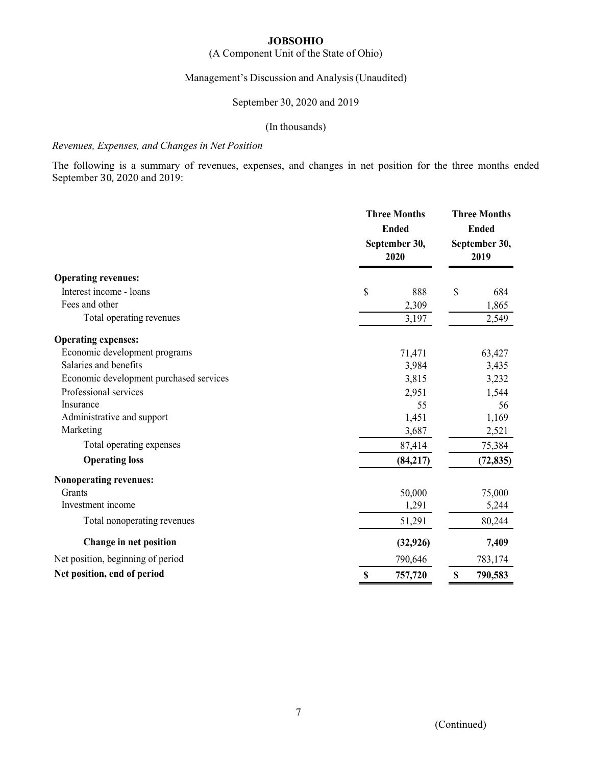**JOBSOHIO**

(A Component Unit of the State of Ohio)

Management's Discussion and Analysis (Unaudited)

September 30, 2020 and 2019

(In thousands)

*Revenues, Expenses, and Changes in Net Position*

The following is a summary of revenues, expenses, and changes in net position for the three months ended September 30, 2020 and 2019:

| | Three Months Ended September 30, 2020 | Three Months Ended September 30, 2019 |
|---|---|---|
| **Operating revenues:** | | |
| Interest income - loans | $ 888 | $ 684 |
| Fees and other | 2,309 | 1,865 |
| Total operating revenues | 3,197 | 2,549 |
| **Operating expenses:** | | |
| Economic development programs | 71,471 | 63,427 |
| Salaries and benefits | 3,984 | 3,435 |
| Economic development purchased services | 3,815 | 3,232 |
| Professional services | 2,951 | 1,544 |
| Insurance | 55 | 56 |
| Administrative and support | 1,451 | 1,169 |
| Marketing | 3,687 | 2,521 |
| Total operating expenses | 87,414 | 75,384 |
| **Operating loss** | **(84,217)** | **(72,835)** |
| **Nonoperating revenues:** | | |
| Grants | 50,000 | 75,000 |
| Investment income | 1,291 | 5,244 |
| Total nonoperating revenues | 51,291 | 80,244 |
| **Change in net position** | **(32,926)** | **7,409** |
| Net position, beginning of period | 790,646 | 783,174 |
| **Net position, end of period** | **$ 757,720** | **$ 790,583** |

(Continued)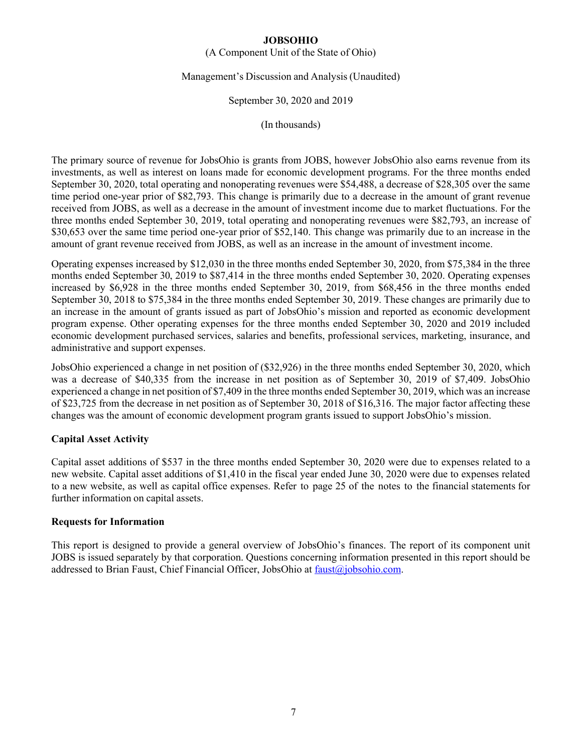The primary source of revenue for JobsOhio is grants from JOBS, however JobsOhio also earns revenue from its investments, as well as interest on loans made for economic development programs. For the three months ended September 30, 2020, total operating and nonoperating revenues were $54,488, a decrease of $28,305 over the same time period one-year prior of $82,793. This change is primarily due to a decrease in the amount of grant revenue received from JOBS, as well as a decrease in the amount of investment income due to market fluctuations. For the three months ended September 30, 2019, total operating and nonoperating revenues were $82,793, an increase of $30,653 over the same time period one-year prior of $52,140. This change was primarily due to an increase in the amount of grant revenue received from JOBS, as well as an increase in the amount of investment income.

Operating expenses increased by $12,030 in the three months ended September 30, 2020, from $75,384 in the three months ended September 30, 2019 to $87,414 in the three months ended September 30, 2020. Operating expenses increased by $6,928 in the three months ended September 30, 2019, from $68,456 in the three months ended September 30, 2018 to $75,384 in the three months ended September 30, 2019. These changes are primarily due to an increase in the amount of grants issued as part of JobsOhio's mission and reported as economic development program expense. Other operating expenses for the three months ended September 30, 2020 and 2019 included economic development purchased services, salaries and benefits, professional services, marketing, insurance, and administrative and support expenses.

JobsOhio experienced a change in net position of ($32,926) in the three months ended September 30, 2020, which was a decrease of $40,335 from the increase in net position as of September 30, 2019 of $7,409. JobsOhio experienced a change in net position of $7,409 in the three months ended September 30, 2019, which was an increase of $23,725 from the decrease in net position as of September 30, 2018 of $16,316. The major factor affecting these changes was the amount of economic development program grants issued to support JobsOhio's mission.

### Capital Asset Activity

Capital asset additions of $537 in the three months ended September 30, 2020 were due to expenses related to a new website. Capital asset additions of $1,410 in the fiscal year ended June 30, 2020 were due to expenses related to a new website, as well as capital office expenses. Refer to page 25 of the notes to the financial statements for further information on capital assets.

### Requests for Information

This report is designed to provide a general overview of JobsOhio's finances. The report of its component unit JOBS is issued separately by that corporation. Questions concerning information presented in this report should be addressed to Brian Faust, Chief Financial Officer, JobsOhio at faust@jobsohio.com.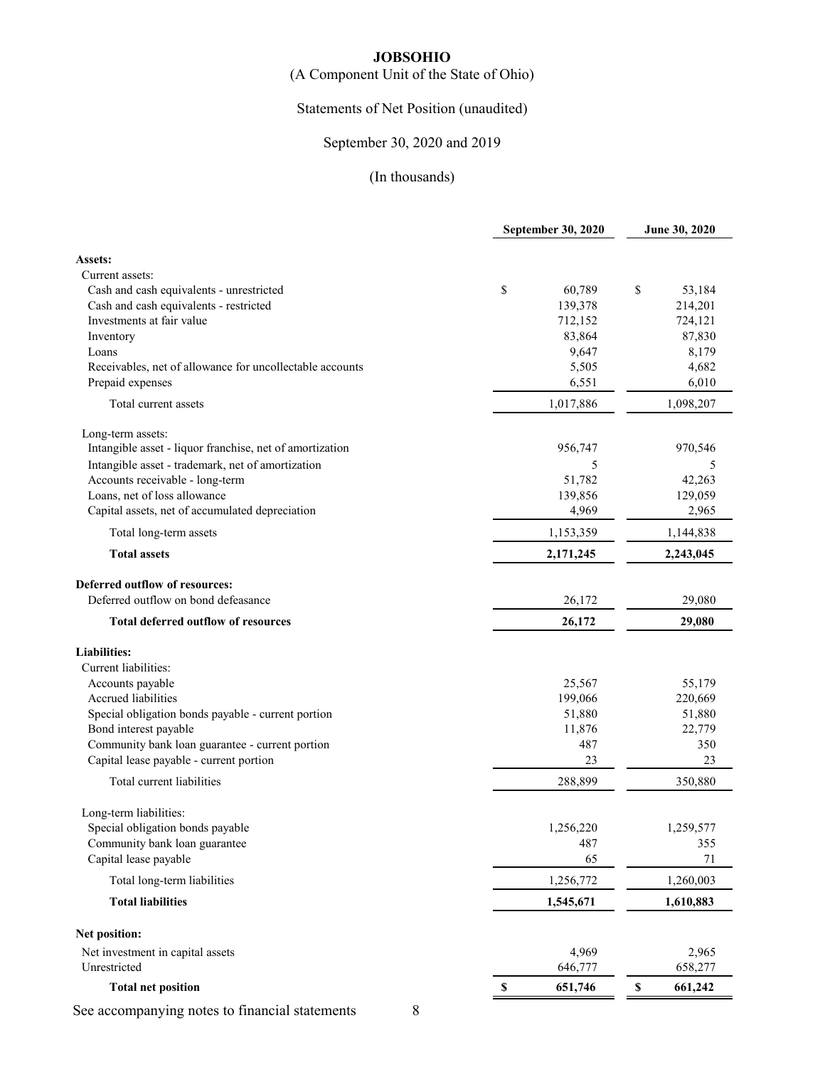**JOBSOHIO**

(A Component Unit of the State of Ohio)

Statements of Net Position (unaudited)

September 30, 2020 and 2019

(In thousands)

| | September 30, 2020 | June 30, 2020 |
|---|---|---|
| **Assets:** | | |
| Current assets: | | |
| Cash and cash equivalents - unrestricted | $ 60,789 | $ 53,184 |
| Cash and cash equivalents - restricted | 139,378 | 214,201 |
| Investments at fair value | 712,152 | 724,121 |
| Inventory | 83,864 | 87,830 |
| Loans | 9,647 | 8,179 |
| Receivables, net of allowance for uncollectable accounts | 5,505 | 4,682 |
| Prepaid expenses | 6,551 | 6,010 |
| Total current assets | 1,017,886 | 1,098,207 |
| Long-term assets: | | |
| Intangible asset - liquor franchise, net of amortization | 956,747 | 970,546 |
| Intangible asset - trademark, net of amortization | 5 | 5 |
| Accounts receivable - long-term | 51,782 | 42,263 |
| Loans, net of loss allowance | 139,856 | 129,059 |
| Capital assets, net of accumulated depreciation | 4,969 | 2,965 |
| Total long-term assets | 1,153,359 | 1,144,838 |
| **Total assets** | **2,171,245** | **2,243,045** |
| **Deferred outflow of resources:** | | |
| Deferred outflow on bond defeasance | 26,172 | 29,080 |
| **Total deferred outflow of resources** | **26,172** | **29,080** |
| **Liabilities:** | | |
| Current liabilities: | | |
| Accounts payable | 25,567 | 55,179 |
| Accrued liabilities | 199,066 | 220,669 |
| Special obligation bonds payable - current portion | 51,880 | 51,880 |
| Bond interest payable | 11,876 | 22,779 |
| Community bank loan guarantee - current portion | 487 | 350 |
| Capital lease payable - current portion | 23 | 23 |
| Total current liabilities | 288,899 | 350,880 |
| Long-term liabilities: | | |
| Special obligation bonds payable | 1,256,220 | 1,259,577 |
| Community bank loan guarantee | 487 | 355 |
| Capital lease payable | 65 | 71 |
| Total long-term liabilities | 1,256,772 | 1,260,003 |
| **Total liabilities** | **1,545,671** | **1,610,883** |
| **Net position:** | | |
| Net investment in capital assets | 4,969 | 2,965 |
| Unrestricted | 646,777 | 658,277 |
| **Total net position** | **$ 651,746** | **$ 661,242** |

See accompanying notes to financial statements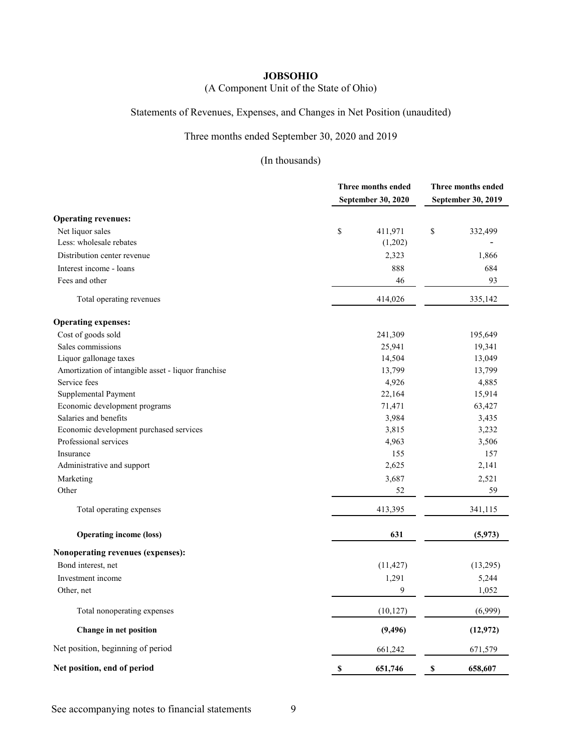**JOBSOHIO**

(A Component Unit of the State of Ohio)

Statements of Revenues, Expenses, and Changes in Net Position (unaudited)

Three months ended September 30, 2020 and 2019

(In thousands)

| | Three months ended September 30, 2020 | Three months ended September 30, 2019 |
|---|---|---|
| **Operating revenues:** | | |
| Net liquor sales | $ 411,971 | $ 332,499 |
| Less: wholesale rebates | (1,202) | - |
| Distribution center revenue | 2,323 | 1,866 |
| Interest income - loans | 888 | 684 |
| Fees and other | 46 | 93 |
| Total operating revenues | 414,026 | 335,142 |
| **Operating expenses:** | | |
| Cost of goods sold | 241,309 | 195,649 |
| Sales commissions | 25,941 | 19,341 |
| Liquor gallonage taxes | 14,504 | 13,049 |
| Amortization of intangible asset - liquor franchise | 13,799 | 13,799 |
| Service fees | 4,926 | 4,885 |
| Supplemental Payment | 22,164 | 15,914 |
| Economic development programs | 71,471 | 63,427 |
| Salaries and benefits | 3,984 | 3,435 |
| Economic development purchased services | 3,815 | 3,232 |
| Professional services | 4,963 | 3,506 |
| Insurance | 155 | 157 |
| Administrative and support | 2,625 | 2,141 |
| Marketing | 3,687 | 2,521 |
| Other | 52 | 59 |
| Total operating expenses | 413,395 | 341,115 |
| **Operating income (loss)** | **631** | **(5,973)** |
| **Nonoperating revenues (expenses):** | | |
| Bond interest, net | (11,427) | (13,295) |
| Investment income | 1,291 | 5,244 |
| Other, net | 9 | 1,052 |
| Total nonoperating expenses | (10,127) | (6,999) |
| **Change in net position** | **(9,496)** | **(12,972)** |
| Net position, beginning of period | 661,242 | 671,579 |
| **Net position, end of period** | **$ 651,746** | **$ 658,607** |

See accompanying notes to financial statements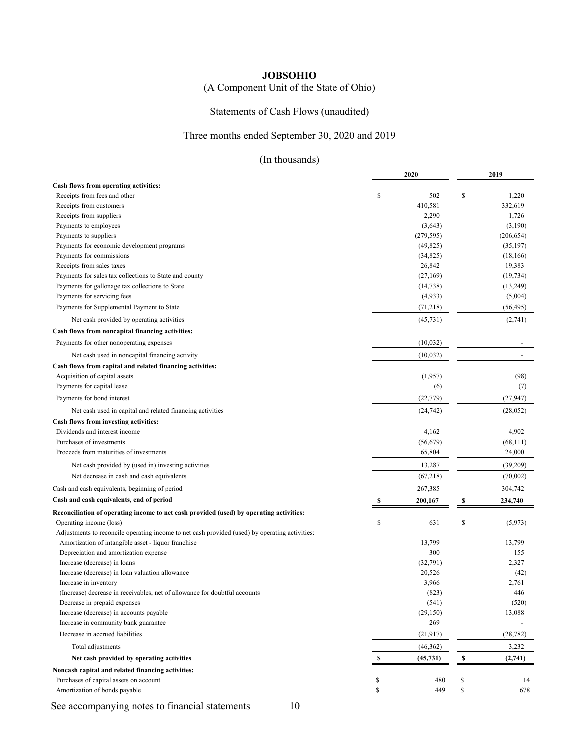**JOBSOHIO**

(A Component Unit of the State of Ohio)

Statements of Cash Flows (unaudited)

Three months ended September 30, 2020 and 2019

(In thousands)

| | 2020 | 2019 |
|---|---|---|
| **Cash flows from operating activities:** | | |
| Receipts from fees and other | $ 502 | $ 1,220 |
| Receipts from customers | 410,581 | 332,619 |
| Receipts from suppliers | 2,290 | 1,726 |
| Payments to employees | (3,643) | (3,190) |
| Payments to suppliers | (279,595) | (206,654) |
| Payments for economic development programs | (49,825) | (35,197) |
| Payments for commissions | (34,825) | (18,166) |
| Receipts from sales taxes | 26,842 | 19,383 |
| Payments for sales tax collections to State and county | (27,169) | (19,734) |
| Payments for gallonage tax collections to State | (14,738) | (13,249) |
| Payments for servicing fees | (4,933) | (5,004) |
| Payments for Supplemental Payment to State | (71,218) | (56,495) |
| Net cash provided by operating activities | (45,731) | (2,741) |
| **Cash flows from noncapital financing activities:** | | |
| Payments for other nonoperating expenses | (10,032) | - |
| Net cash used in noncapital financing activity | (10,032) | - |
| **Cash flows from capital and related financing activities:** | | |
| Acquisition of capital assets | (1,957) | (98) |
| Payments for capital lease | (6) | (7) |
| Payments for bond interest | (22,779) | (27,947) |
| Net cash used in capital and related financing activities | (24,742) | (28,052) |
| **Cash flows from investing activities:** | | |
| Dividends and interest income | 4,162 | 4,902 |
| Purchases of investments | (56,679) | (68,111) |
| Proceeds from maturities of investments | 65,804 | 24,000 |
| Net cash provided by (used in) investing activities | 13,287 | (39,209) |
| Net decrease in cash and cash equivalents | (67,218) | (70,002) |
| Cash and cash equivalents, beginning of period | 267,385 | 304,742 |
| **Cash and cash equivalents, end of period** | **$ 200,167** | **$ 234,740** |
| **Reconciliation of operating income to net cash provided (used) by operating activities:** | | |
| Operating income (loss) | $ 631 | $ (5,973) |
| Adjustments to reconcile operating income to net cash provided (used) by operating activities: | | |
| Amortization of intangible asset - liquor franchise | 13,799 | 13,799 |
| Depreciation and amortization expense | 300 | 155 |
| Increase (decrease) in loans | (32,791) | 2,327 |
| Increase (decrease) in loan valuation allowance | 20,526 | (42) |
| Increase in inventory | 3,966 | 2,761 |
| (Increase) decrease in receivables, net of allowance for doubtful accounts | (823) | 446 |
| Decrease in prepaid expenses | (541) | (520) |
| Increase (decrease) in accounts payable | (29,150) | 13,088 |
| Increase in community bank guarantee | 269 | - |
| Decrease in accrued liabilities | (21,917) | (28,782) |
| Total adjustments | (46,362) | 3,232 |
| **Net cash provided by operating activities** | **$ (45,731)** | **$ (2,741)** |
| **Noncash capital and related financing activities:** | | |
| Purchases of capital assets on account | $ 480 | $ 14 |
| Amortization of bonds payable | $ 449 | $ 678 |

See accompanying notes to financial statements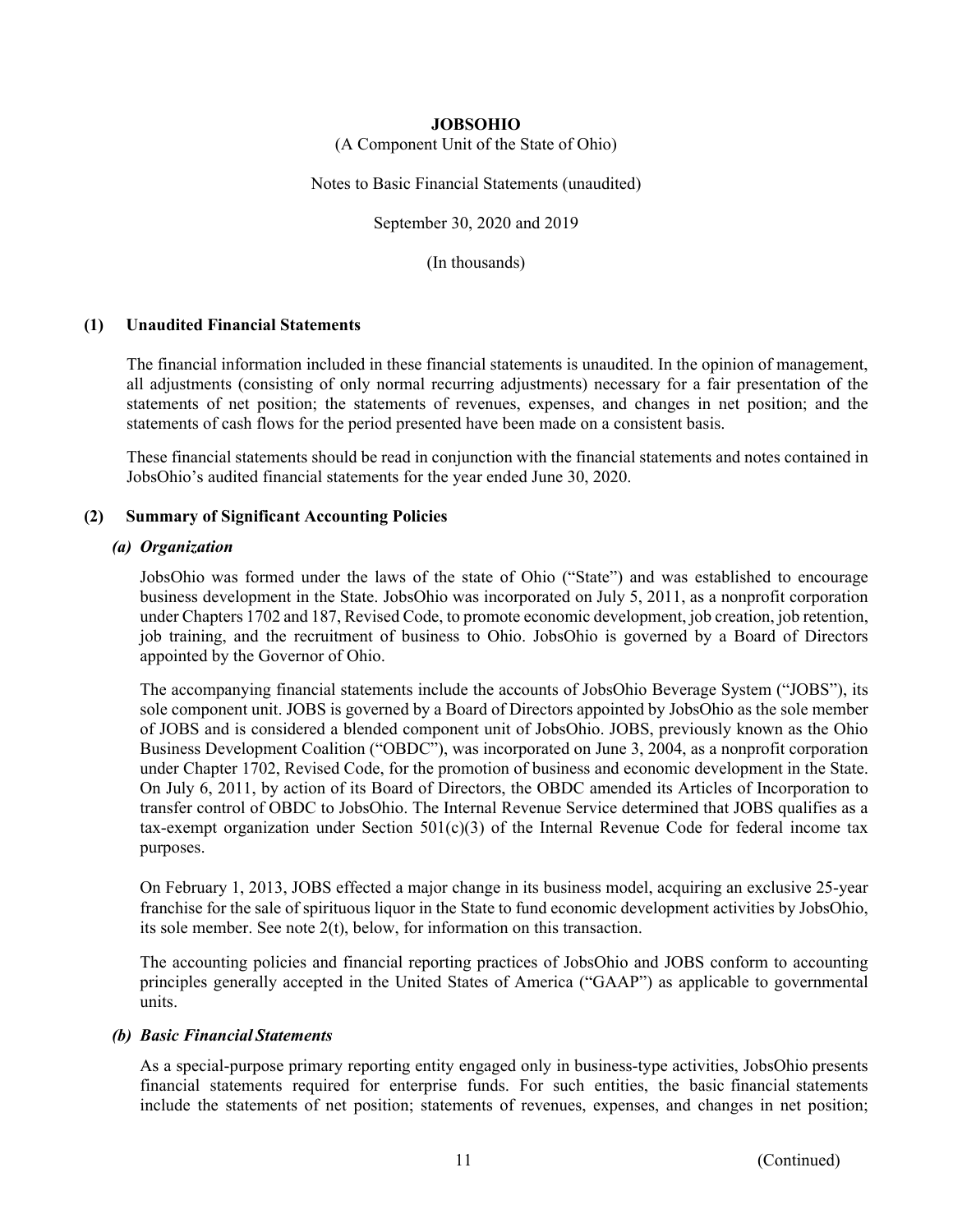# JOBSOHIO

(A Component Unit of the State of Ohio)

Notes to Basic Financial Statements (unaudited)

September 30, 2020 and 2019

(In thousands)

## (1) Unaudited Financial Statements

The financial information included in these financial statements is unaudited. In the opinion of management, all adjustments (consisting of only normal recurring adjustments) necessary for a fair presentation of the statements of net position; the statements of revenues, expenses, and changes in net position; and the statements of cash flows for the period presented have been made on a consistent basis.

These financial statements should be read in conjunction with the financial statements and notes contained in JobsOhio's audited financial statements for the year ended June 30, 2020.

## (2) Summary of Significant Accounting Policies

### *(a) Organization*

JobsOhio was formed under the laws of the state of Ohio ("State") and was established to encourage business development in the State. JobsOhio was incorporated on July 5, 2011, as a nonprofit corporation under Chapters 1702 and 187, Revised Code, to promote economic development, job creation, job retention, job training, and the recruitment of business to Ohio. JobsOhio is governed by a Board of Directors appointed by the Governor of Ohio.

The accompanying financial statements include the accounts of JobsOhio Beverage System ("JOBS"), its sole component unit. JOBS is governed by a Board of Directors appointed by JobsOhio as the sole member of JOBS and is considered a blended component unit of JobsOhio. JOBS, previously known as the Ohio Business Development Coalition ("OBDC"), was incorporated on June 3, 2004, as a nonprofit corporation under Chapter 1702, Revised Code, for the promotion of business and economic development in the State. On July 6, 2011, by action of its Board of Directors, the OBDC amended its Articles of Incorporation to transfer control of OBDC to JobsOhio. The Internal Revenue Service determined that JOBS qualifies as a tax-exempt organization under Section 501(c)(3) of the Internal Revenue Code for federal income tax purposes.

On February 1, 2013, JOBS effected a major change in its business model, acquiring an exclusive 25-year franchise for the sale of spirituous liquor in the State to fund economic development activities by JobsOhio, its sole member. See note 2(t), below, for information on this transaction.

The accounting policies and financial reporting practices of JobsOhio and JOBS conform to accounting principles generally accepted in the United States of America ("GAAP") as applicable to governmental units.

### *(b) Basic Financial Statements*

As a special-purpose primary reporting entity engaged only in business-type activities, JobsOhio presents financial statements required for enterprise funds. For such entities, the basic financial statements include the statements of net position; statements of revenues, expenses, and changes in net position;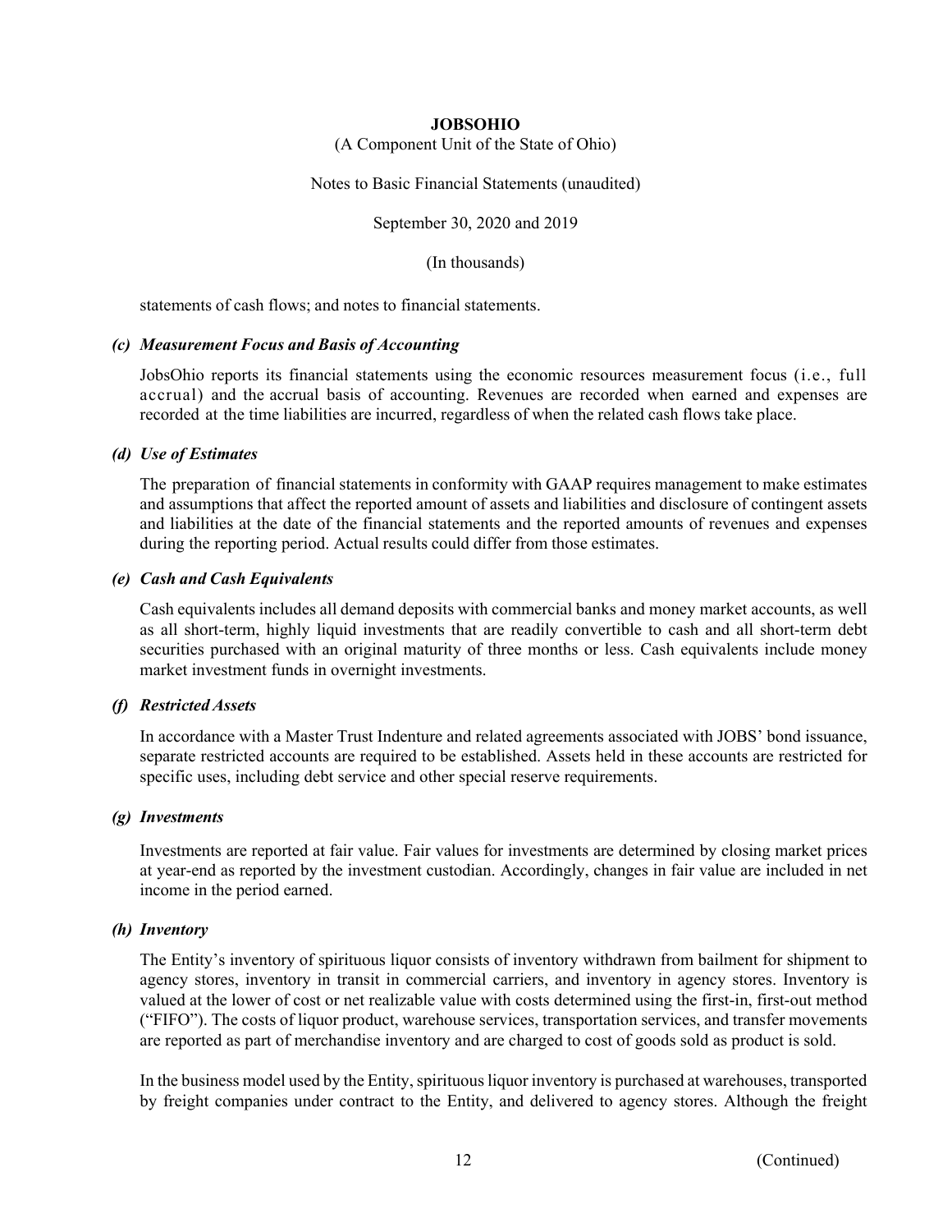statements of cash flows; and notes to financial statements.

*(c) Measurement Focus and Basis of Accounting*

JobsOhio reports its financial statements using the economic resources measurement focus (i.e., full accrual) and the accrual basis of accounting. Revenues are recorded when earned and expenses are recorded at the time liabilities are incurred, regardless of when the related cash flows take place.

*(d) Use of Estimates*

The preparation of financial statements in conformity with GAAP requires management to make estimates and assumptions that affect the reported amount of assets and liabilities and disclosure of contingent assets and liabilities at the date of the financial statements and the reported amounts of revenues and expenses during the reporting period. Actual results could differ from those estimates.

*(e) Cash and Cash Equivalents*

Cash equivalents includes all demand deposits with commercial banks and money market accounts, as well as all short-term, highly liquid investments that are readily convertible to cash and all short-term debt securities purchased with an original maturity of three months or less. Cash equivalents include money market investment funds in overnight investments.

*(f) Restricted Assets*

In accordance with a Master Trust Indenture and related agreements associated with JOBS' bond issuance, separate restricted accounts are required to be established. Assets held in these accounts are restricted for specific uses, including debt service and other special reserve requirements.

*(g) Investments*

Investments are reported at fair value. Fair values for investments are determined by closing market prices at year-end as reported by the investment custodian. Accordingly, changes in fair value are included in net income in the period earned.

*(h) Inventory*

The Entity's inventory of spirituous liquor consists of inventory withdrawn from bailment for shipment to agency stores, inventory in transit in commercial carriers, and inventory in agency stores. Inventory is valued at the lower of cost or net realizable value with costs determined using the first-in, first-out method ("FIFO"). The costs of liquor product, warehouse services, transportation services, and transfer movements are reported as part of merchandise inventory and are charged to cost of goods sold as product is sold.

In the business model used by the Entity, spirituous liquor inventory is purchased at warehouses, transported by freight companies under contract to the Entity, and delivered to agency stores. Although the freight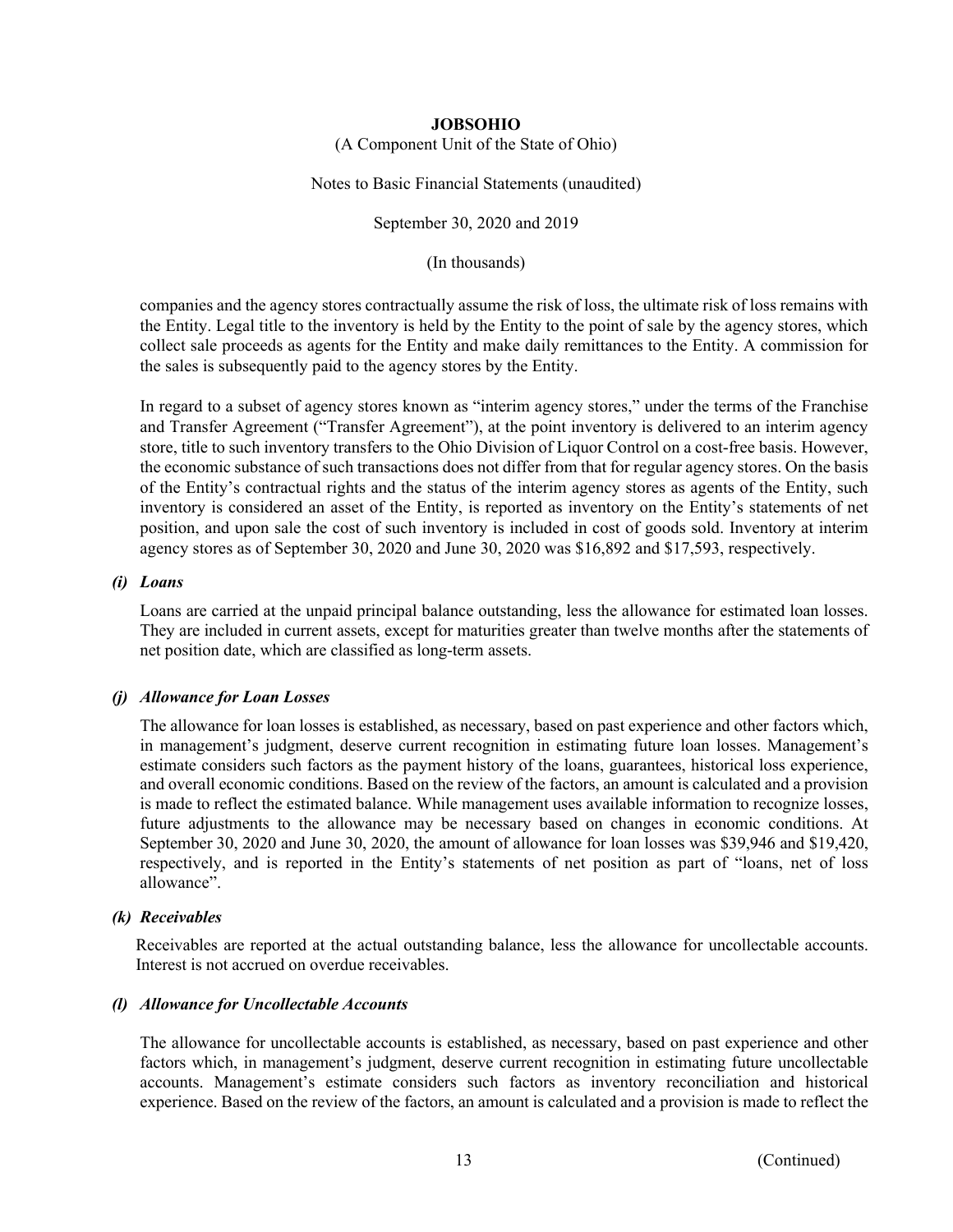companies and the agency stores contractually assume the risk of loss, the ultimate risk of loss remains with the Entity. Legal title to the inventory is held by the Entity to the point of sale by the agency stores, which collect sale proceeds as agents for the Entity and make daily remittances to the Entity. A commission for the sales is subsequently paid to the agency stores by the Entity.

In regard to a subset of agency stores known as "interim agency stores," under the terms of the Franchise and Transfer Agreement ("Transfer Agreement"), at the point inventory is delivered to an interim agency store, title to such inventory transfers to the Ohio Division of Liquor Control on a cost-free basis. However, the economic substance of such transactions does not differ from that for regular agency stores. On the basis of the Entity's contractual rights and the status of the interim agency stores as agents of the Entity, such inventory is considered an asset of the Entity, is reported as inventory on the Entity's statements of net position, and upon sale the cost of such inventory is included in cost of goods sold. Inventory at interim agency stores as of September 30, 2020 and June 30, 2020 was $16,892 and $17,593, respectively.

### *(i) Loans*

Loans are carried at the unpaid principal balance outstanding, less the allowance for estimated loan losses. They are included in current assets, except for maturities greater than twelve months after the statements of net position date, which are classified as long-term assets.

### *(j) Allowance for Loan Losses*

The allowance for loan losses is established, as necessary, based on past experience and other factors which, in management's judgment, deserve current recognition in estimating future loan losses. Management's estimate considers such factors as the payment history of the loans, guarantees, historical loss experience, and overall economic conditions. Based on the review of the factors, an amount is calculated and a provision is made to reflect the estimated balance. While management uses available information to recognize losses, future adjustments to the allowance may be necessary based on changes in economic conditions. At September 30, 2020 and June 30, 2020, the amount of allowance for loan losses was $39,946 and $19,420, respectively, and is reported in the Entity's statements of net position as part of "loans, net of loss allowance".

### *(k) Receivables*

Receivables are reported at the actual outstanding balance, less the allowance for uncollectable accounts. Interest is not accrued on overdue receivables.

### *(l) Allowance for Uncollectable Accounts*

The allowance for uncollectable accounts is established, as necessary, based on past experience and other factors which, in management's judgment, deserve current recognition in estimating future uncollectable accounts. Management's estimate considers such factors as inventory reconciliation and historical experience. Based on the review of the factors, an amount is calculated and a provision is made to reflect the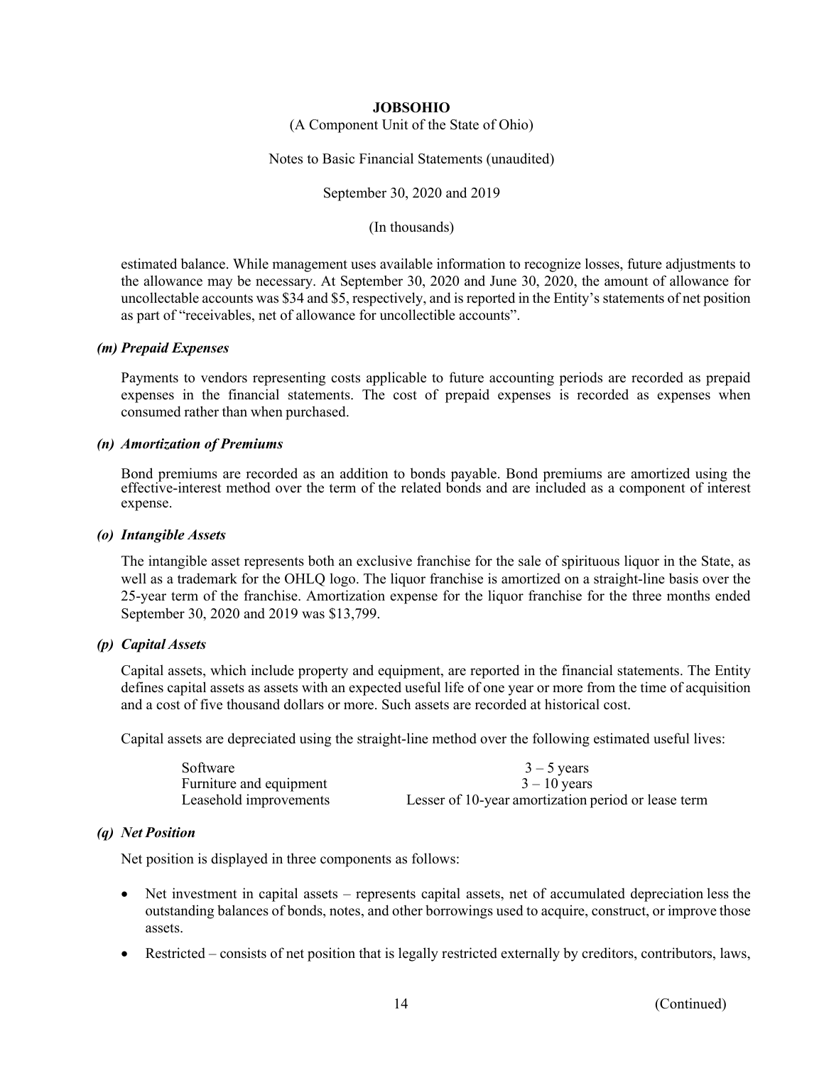estimated balance. While management uses available information to recognize losses, future adjustments to the allowance may be necessary. At September 30, 2020 and June 30, 2020, the amount of allowance for uncollectable accounts was $34 and $5, respectively, and is reported in the Entity's statements of net position as part of "receivables, net of allowance for uncollectible accounts".

### *(m) Prepaid Expenses*

Payments to vendors representing costs applicable to future accounting periods are recorded as prepaid expenses in the financial statements. The cost of prepaid expenses is recorded as expenses when consumed rather than when purchased.

### *(n) Amortization of Premiums*

Bond premiums are recorded as an addition to bonds payable. Bond premiums are amortized using the effective-interest method over the term of the related bonds and are included as a component of interest expense.

### *(o) Intangible Assets*

The intangible asset represents both an exclusive franchise for the sale of spirituous liquor in the State, as well as a trademark for the OHLQ logo. The liquor franchise is amortized on a straight-line basis over the 25-year term of the franchise. Amortization expense for the liquor franchise for the three months ended September 30, 2020 and 2019 was $13,799.

### *(p) Capital Assets*

Capital assets, which include property and equipment, are reported in the financial statements. The Entity defines capital assets as assets with an expected useful life of one year or more from the time of acquisition and a cost of five thousand dollars or more. Such assets are recorded at historical cost.

Capital assets are depreciated using the straight-line method over the following estimated useful lives:

| | |
|---|---|
| Software | 3 – 5 years |
| Furniture and equipment | 3 – 10 years |
| Leasehold improvements | Lesser of 10-year amortization period or lease term |

### *(q) Net Position*

Net position is displayed in three components as follows:

- Net investment in capital assets – represents capital assets, net of accumulated depreciation less the outstanding balances of bonds, notes, and other borrowings used to acquire, construct, or improve those assets.
- Restricted – consists of net position that is legally restricted externally by creditors, contributors, laws,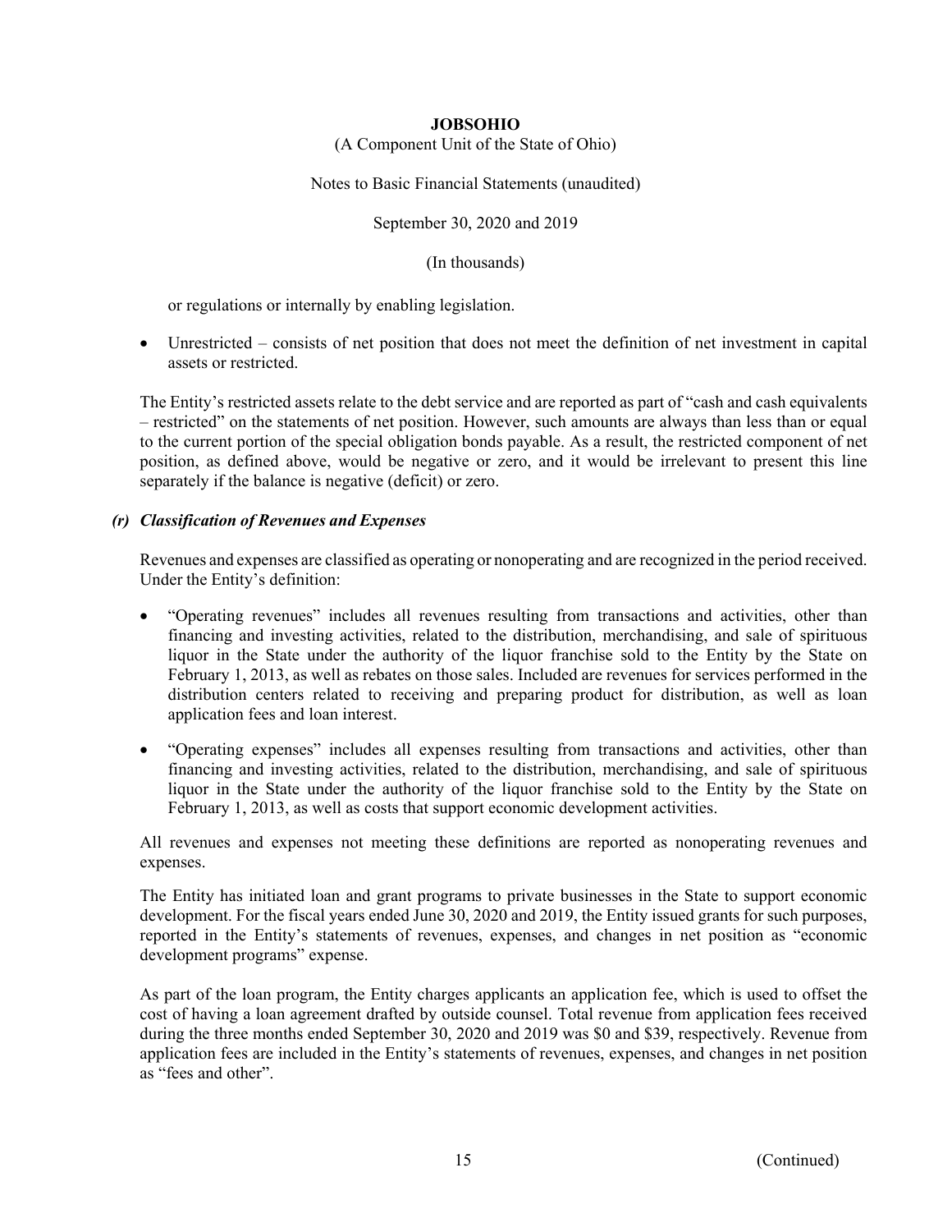or regulations or internally by enabling legislation.

- Unrestricted – consists of net position that does not meet the definition of net investment in capital assets or restricted.

The Entity's restricted assets relate to the debt service and are reported as part of "cash and cash equivalents – restricted" on the statements of net position. However, such amounts are always than less than or equal to the current portion of the special obligation bonds payable. As a result, the restricted component of net position, as defined above, would be negative or zero, and it would be irrelevant to present this line separately if the balance is negative (deficit) or zero.

### *(r) Classification of Revenues and Expenses*

Revenues and expenses are classified as operating or nonoperating and are recognized in the period received. Under the Entity's definition:

- "Operating revenues" includes all revenues resulting from transactions and activities, other than financing and investing activities, related to the distribution, merchandising, and sale of spirituous liquor in the State under the authority of the liquor franchise sold to the Entity by the State on February 1, 2013, as well as rebates on those sales. Included are revenues for services performed in the distribution centers related to receiving and preparing product for distribution, as well as loan application fees and loan interest.
- "Operating expenses" includes all expenses resulting from transactions and activities, other than financing and investing activities, related to the distribution, merchandising, and sale of spirituous liquor in the State under the authority of the liquor franchise sold to the Entity by the State on February 1, 2013, as well as costs that support economic development activities.

All revenues and expenses not meeting these definitions are reported as nonoperating revenues and expenses.

The Entity has initiated loan and grant programs to private businesses in the State to support economic development. For the fiscal years ended June 30, 2020 and 2019, the Entity issued grants for such purposes, reported in the Entity's statements of revenues, expenses, and changes in net position as "economic development programs" expense.

As part of the loan program, the Entity charges applicants an application fee, which is used to offset the cost of having a loan agreement drafted by outside counsel. Total revenue from application fees received during the three months ended September 30, 2020 and 2019 was $0 and $39, respectively. Revenue from application fees are included in the Entity's statements of revenues, expenses, and changes in net position as "fees and other".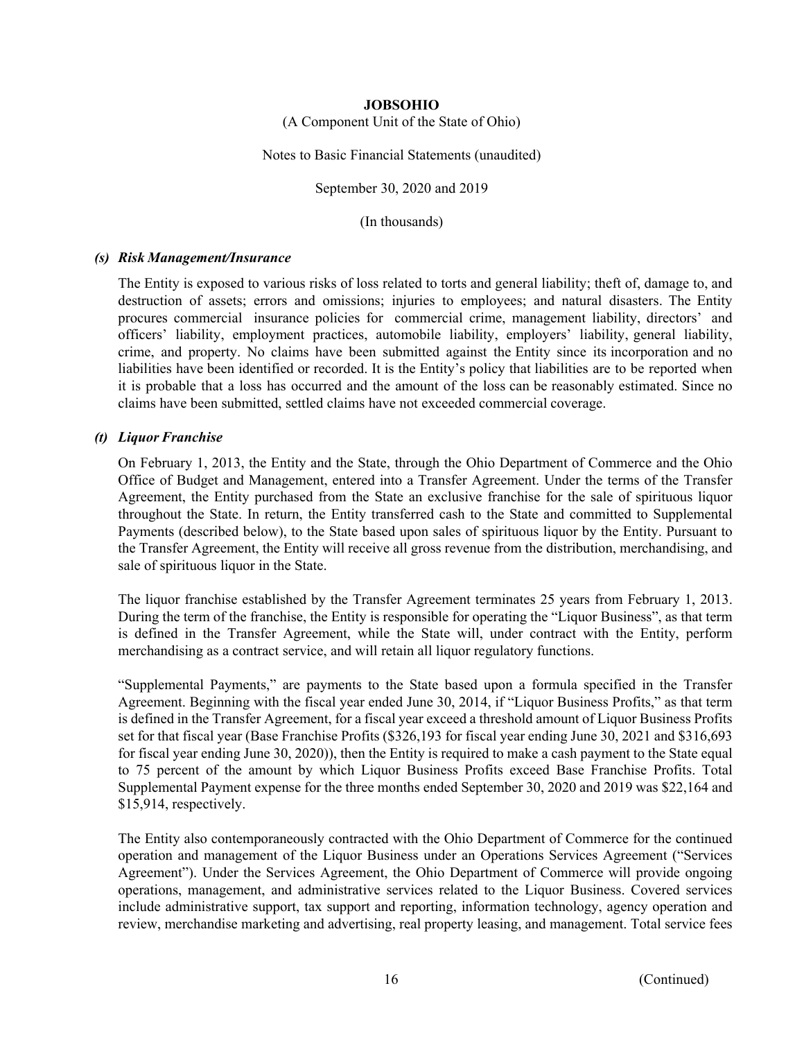### *(s) Risk Management/Insurance*

The Entity is exposed to various risks of loss related to torts and general liability; theft of, damage to, and destruction of assets; errors and omissions; injuries to employees; and natural disasters. The Entity procures commercial insurance policies for commercial crime, management liability, directors' and officers' liability, employment practices, automobile liability, employers' liability, general liability, crime, and property. No claims have been submitted against the Entity since its incorporation and no liabilities have been identified or recorded. It is the Entity's policy that liabilities are to be reported when it is probable that a loss has occurred and the amount of the loss can be reasonably estimated. Since no claims have been submitted, settled claims have not exceeded commercial coverage.

### *(t) Liquor Franchise*

On February 1, 2013, the Entity and the State, through the Ohio Department of Commerce and the Ohio Office of Budget and Management, entered into a Transfer Agreement. Under the terms of the Transfer Agreement, the Entity purchased from the State an exclusive franchise for the sale of spirituous liquor throughout the State. In return, the Entity transferred cash to the State and committed to Supplemental Payments (described below), to the State based upon sales of spirituous liquor by the Entity. Pursuant to the Transfer Agreement, the Entity will receive all gross revenue from the distribution, merchandising, and sale of spirituous liquor in the State.

The liquor franchise established by the Transfer Agreement terminates 25 years from February 1, 2013. During the term of the franchise, the Entity is responsible for operating the "Liquor Business", as that term is defined in the Transfer Agreement, while the State will, under contract with the Entity, perform merchandising as a contract service, and will retain all liquor regulatory functions.

"Supplemental Payments," are payments to the State based upon a formula specified in the Transfer Agreement. Beginning with the fiscal year ended June 30, 2014, if "Liquor Business Profits," as that term is defined in the Transfer Agreement, for a fiscal year exceed a threshold amount of Liquor Business Profits set for that fiscal year (Base Franchise Profits ($326,193 for fiscal year ending June 30, 2021 and $316,693 for fiscal year ending June 30, 2020)), then the Entity is required to make a cash payment to the State equal to 75 percent of the amount by which Liquor Business Profits exceed Base Franchise Profits. Total Supplemental Payment expense for the three months ended September 30, 2020 and 2019 was $22,164 and $15,914, respectively.

The Entity also contemporaneously contracted with the Ohio Department of Commerce for the continued operation and management of the Liquor Business under an Operations Services Agreement ("Services Agreement"). Under the Services Agreement, the Ohio Department of Commerce will provide ongoing operations, management, and administrative services related to the Liquor Business. Covered services include administrative support, tax support and reporting, information technology, agency operation and review, merchandise marketing and advertising, real property leasing, and management. Total service fees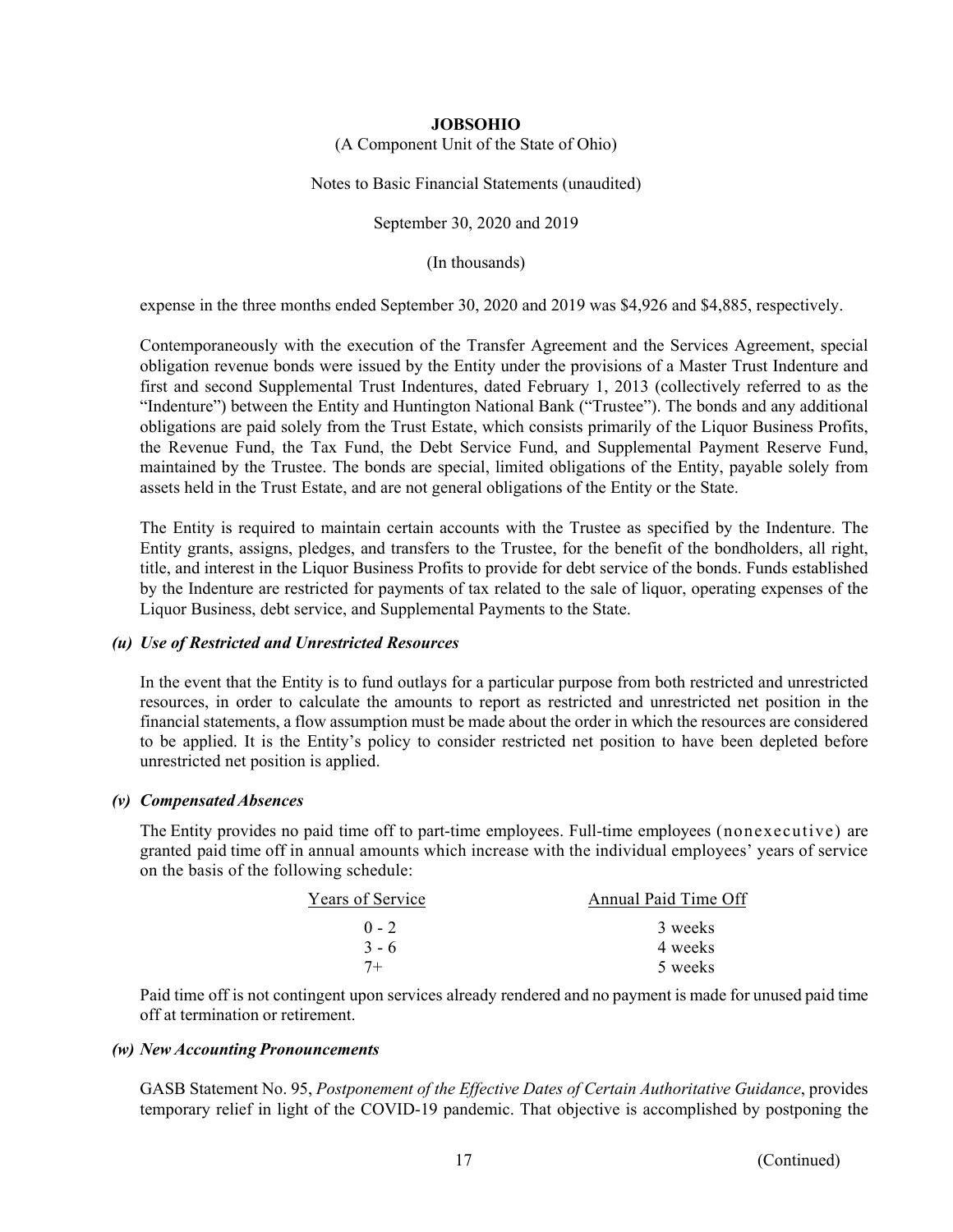expense in the three months ended September 30, 2020 and 2019 was $4,926 and $4,885, respectively.

Contemporaneously with the execution of the Transfer Agreement and the Services Agreement, special obligation revenue bonds were issued by the Entity under the provisions of a Master Trust Indenture and first and second Supplemental Trust Indentures, dated February 1, 2013 (collectively referred to as the "Indenture") between the Entity and Huntington National Bank ("Trustee"). The bonds and any additional obligations are paid solely from the Trust Estate, which consists primarily of the Liquor Business Profits, the Revenue Fund, the Tax Fund, the Debt Service Fund, and Supplemental Payment Reserve Fund, maintained by the Trustee. The bonds are special, limited obligations of the Entity, payable solely from assets held in the Trust Estate, and are not general obligations of the Entity or the State.

The Entity is required to maintain certain accounts with the Trustee as specified by the Indenture. The Entity grants, assigns, pledges, and transfers to the Trustee, for the benefit of the bondholders, all right, title, and interest in the Liquor Business Profits to provide for debt service of the bonds. Funds established by the Indenture are restricted for payments of tax related to the sale of liquor, operating expenses of the Liquor Business, debt service, and Supplemental Payments to the State.

### *(u) Use of Restricted and Unrestricted Resources*

In the event that the Entity is to fund outlays for a particular purpose from both restricted and unrestricted resources, in order to calculate the amounts to report as restricted and unrestricted net position in the financial statements, a flow assumption must be made about the order in which the resources are considered to be applied. It is the Entity's policy to consider restricted net position to have been depleted before unrestricted net position is applied.

### *(v) Compensated Absences*

The Entity provides no paid time off to part-time employees. Full-time employees (nonexecutive) are granted paid time off in annual amounts which increase with the individual employees' years of service on the basis of the following schedule:

| Years of Service | Annual Paid Time Off |
|---|---|
| 0 - 2 | 3 weeks |
| 3 - 6 | 4 weeks |
| 7+ | 5 weeks |

Paid time off is not contingent upon services already rendered and no payment is made for unused paid time off at termination or retirement.

### *(w) New Accounting Pronouncements*

GASB Statement No. 95, *Postponement of the Effective Dates of Certain Authoritative Guidance*, provides temporary relief in light of the COVID-19 pandemic. That objective is accomplished by postponing the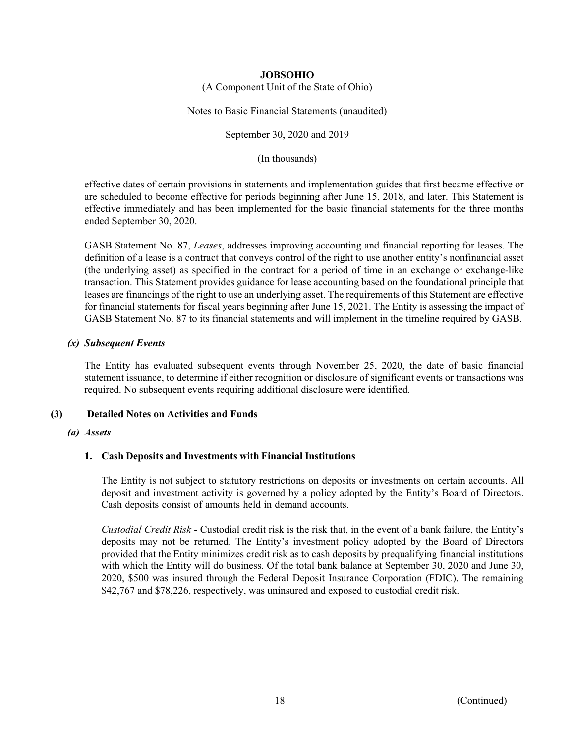effective dates of certain provisions in statements and implementation guides that first became effective or are scheduled to become effective for periods beginning after June 15, 2018, and later. This Statement is effective immediately and has been implemented for the basic financial statements for the three months ended September 30, 2020.

GASB Statement No. 87, *Leases*, addresses improving accounting and financial reporting for leases. The definition of a lease is a contract that conveys control of the right to use another entity's nonfinancial asset (the underlying asset) as specified in the contract for a period of time in an exchange or exchange-like transaction. This Statement provides guidance for lease accounting based on the foundational principle that leases are financings of the right to use an underlying asset. The requirements of this Statement are effective for financial statements for fiscal years beginning after June 15, 2021. The Entity is assessing the impact of GASB Statement No. 87 to its financial statements and will implement in the timeline required by GASB.

### *(x) Subsequent Events*

The Entity has evaluated subsequent events through November 25, 2020, the date of basic financial statement issuance, to determine if either recognition or disclosure of significant events or transactions was required. No subsequent events requiring additional disclosure were identified.

## (3) Detailed Notes on Activities and Funds

### *(a) Assets*

#### 1. Cash Deposits and Investments with Financial Institutions

The Entity is not subject to statutory restrictions on deposits or investments on certain accounts. All deposit and investment activity is governed by a policy adopted by the Entity's Board of Directors. Cash deposits consist of amounts held in demand accounts.

*Custodial Credit Risk* - Custodial credit risk is the risk that, in the event of a bank failure, the Entity's deposits may not be returned. The Entity's investment policy adopted by the Board of Directors provided that the Entity minimizes credit risk as to cash deposits by prequalifying financial institutions with which the Entity will do business. Of the total bank balance at September 30, 2020 and June 30, 2020, $500 was insured through the Federal Deposit Insurance Corporation (FDIC). The remaining $42,767 and $78,226, respectively, was uninsured and exposed to custodial credit risk.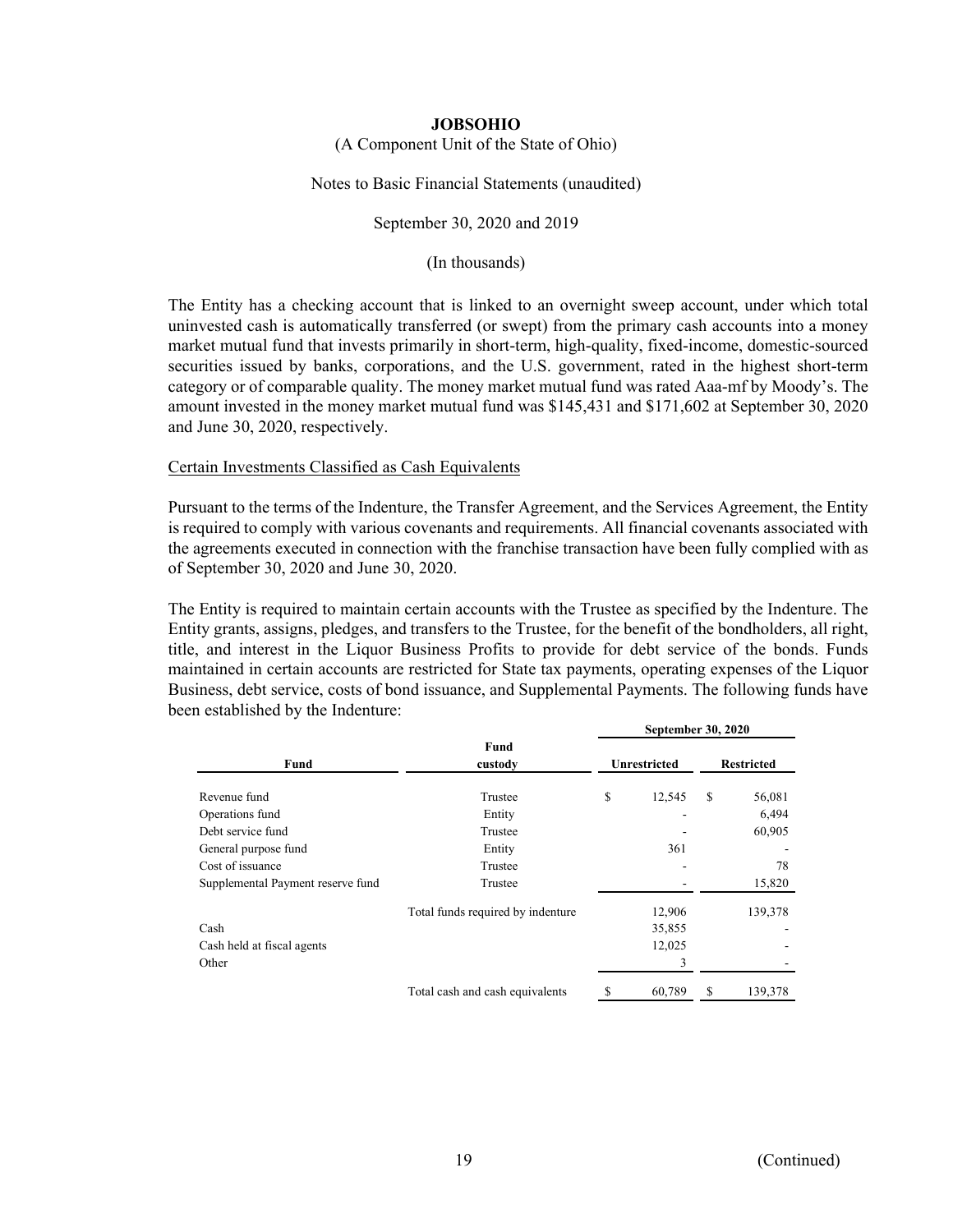**JOBSOHIO**

(A Component Unit of the State of Ohio)

Notes to Basic Financial Statements (unaudited)

September 30, 2020 and 2019

(In thousands)

The Entity has a checking account that is linked to an overnight sweep account, under which total uninvested cash is automatically transferred (or swept) from the primary cash accounts into a money market mutual fund that invests primarily in short-term, high-quality, fixed-income, domestic-sourced securities issued by banks, corporations, and the U.S. government, rated in the highest short-term category or of comparable quality. The money market mutual fund was rated Aaa-mf by Moody's. The amount invested in the money market mutual fund was $145,431 and $171,602 at September 30, 2020 and June 30, 2020, respectively.

Certain Investments Classified as Cash Equivalents

Pursuant to the terms of the Indenture, the Transfer Agreement, and the Services Agreement, the Entity is required to comply with various covenants and requirements. All financial covenants associated with the agreements executed in connection with the franchise transaction have been fully complied with as of September 30, 2020 and June 30, 2020.

The Entity is required to maintain certain accounts with the Trustee as specified by the Indenture. The Entity grants, assigns, pledges, and transfers to the Trustee, for the benefit of the bondholders, all right, title, and interest in the Liquor Business Profits to provide for debt service of the bonds. Funds maintained in certain accounts are restricted for State tax payments, operating expenses of the Liquor Business, debt service, costs of bond issuance, and Supplemental Payments. The following funds have been established by the Indenture:

| | | September 30, 2020 | |
|---|---|---|---|
| **Fund** | **Fund custody** | **Unrestricted** | **Restricted** |
| Revenue fund | Trustee | $ 12,545 | $ 56,081 |
| Operations fund | Entity | - | 6,494 |
| Debt service fund | Trustee | - | 60,905 |
| General purpose fund | Entity | 361 | - |
| Cost of issuance | Trustee | - | 78 |
| Supplemental Payment reserve fund | Trustee | - | 15,820 |
| | Total funds required by indenture | 12,906 | 139,378 |
| Cash | | 35,855 | - |
| Cash held at fiscal agents | | 12,025 | - |
| Other | | 3 | - |
| | Total cash and cash equivalents | $ 60,789 | $ 139,378 |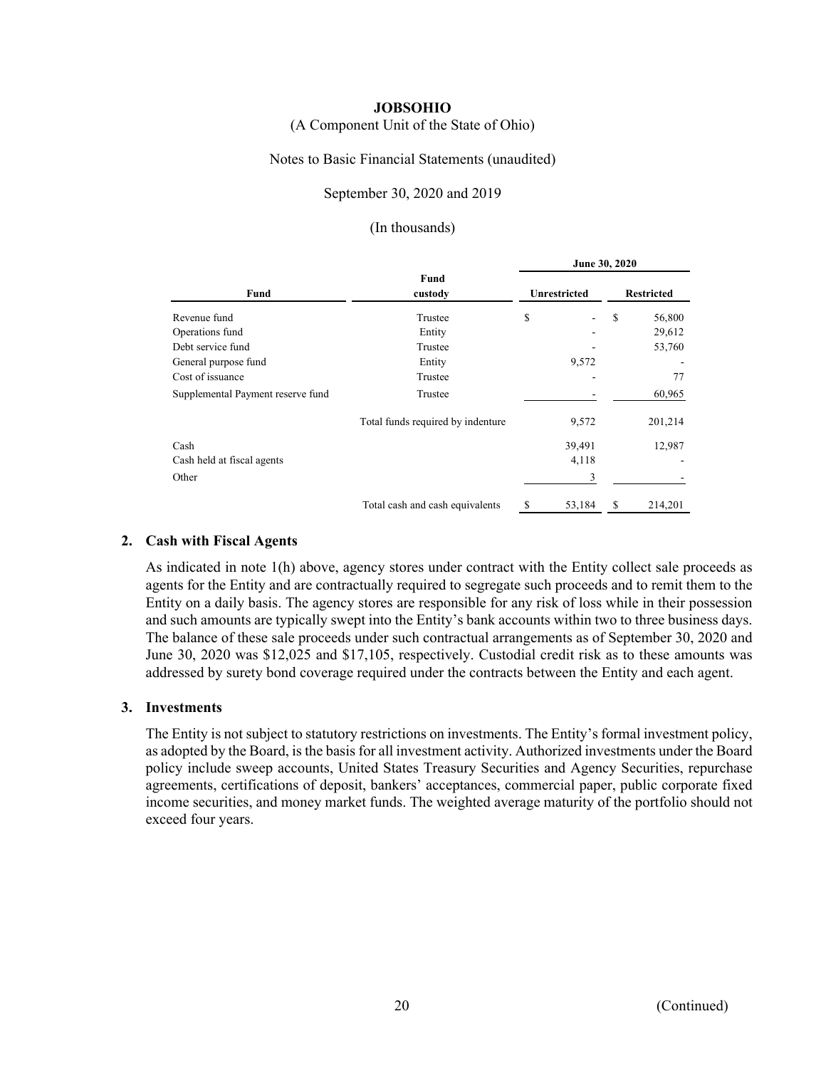**JOBSOHIO**

(A Component Unit of the State of Ohio)

Notes to Basic Financial Statements (unaudited)

September 30, 2020 and 2019

(In thousands)

| | | June 30, 2020 | |
|---|---|---|---|
| **Fund** | **Fund custody** | **Unrestricted** | **Restricted** |
| Revenue fund | Trustee | $ - | $ 56,800 |
| Operations fund | Entity | - | 29,612 |
| Debt service fund | Trustee | - | 53,760 |
| General purpose fund | Entity | 9,572 | - |
| Cost of issuance | Trustee | - | 77 |
| Supplemental Payment reserve fund | Trustee | - | 60,965 |
| | Total funds required by indenture | 9,572 | 201,214 |
| Cash | | 39,491 | 12,987 |
| Cash held at fiscal agents | | 4,118 | - |
| Other | | 3 | - |
| | Total cash and cash equivalents | $ 53,184 | $ 214,201 |

## 2. Cash with Fiscal Agents

As indicated in note 1(h) above, agency stores under contract with the Entity collect sale proceeds as agents for the Entity and are contractually required to segregate such proceeds and to remit them to the Entity on a daily basis. The agency stores are responsible for any risk of loss while in their possession and such amounts are typically swept into the Entity's bank accounts within two to three business days. The balance of these sale proceeds under such contractual arrangements as of September 30, 2020 and June 30, 2020 was $12,025 and $17,105, respectively. Custodial credit risk as to these amounts was addressed by surety bond coverage required under the contracts between the Entity and each agent.

## 3. Investments

The Entity is not subject to statutory restrictions on investments. The Entity's formal investment policy, as adopted by the Board, is the basis for all investment activity. Authorized investments under the Board policy include sweep accounts, United States Treasury Securities and Agency Securities, repurchase agreements, certifications of deposit, bankers' acceptances, commercial paper, public corporate fixed income securities, and money market funds. The weighted average maturity of the portfolio should not exceed four years.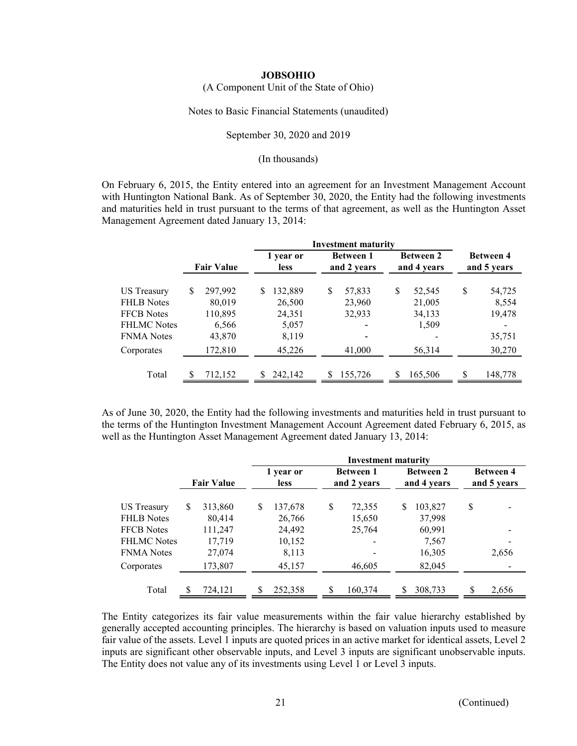**JOBSOHIO**

(A Component Unit of the State of Ohio)

Notes to Basic Financial Statements (unaudited)

September 30, 2020 and 2019

(In thousands)

On February 6, 2015, the Entity entered into an agreement for an Investment Management Account with Huntington National Bank. As of September 30, 2020, the Entity had the following investments and maturities held in trust pursuant to the terms of that agreement, as well as the Huntington Asset Management Agreement dated January 13, 2014:

| | | Investment maturity | | | |
|---|---|---|---|---|---|
| | Fair Value | 1 year or less | Between 1 and 2 years | Between 2 and 4 years | Between 4 and 5 years |
| US Treasury | $ 297,992 | $ 132,889 | $ 57,833 | $ 52,545 | $ 54,725 |
| FHLB Notes | 80,019 | 26,500 | 23,960 | 21,005 | 8,554 |
| FFCB Notes | 110,895 | 24,351 | 32,933 | 34,133 | 19,478 |
| FHLMC Notes | 6,566 | 5,057 | - | 1,509 | - |
| FNMA Notes | 43,870 | 8,119 | - | - | 35,751 |
| Corporates | 172,810 | 45,226 | 41,000 | 56,314 | 30,270 |
| Total | $ 712,152 | $ 242,142 | $ 155,726 | $ 165,506 | $ 148,778 |

As of June 30, 2020, the Entity had the following investments and maturities held in trust pursuant to the terms of the Huntington Investment Management Account Agreement dated February 6, 2015, as well as the Huntington Asset Management Agreement dated January 13, 2014:

| | | Investment maturity | | | |
|---|---|---|---|---|---|
| | Fair Value | 1 year or less | Between 1 and 2 years | Between 2 and 4 years | Between 4 and 5 years |
| US Treasury | $ 313,860 | $ 137,678 | $ 72,355 | $ 103,827 | $ - |
| FHLB Notes | 80,414 | 26,766 | 15,650 | 37,998 | |
| FFCB Notes | 111,247 | 24,492 | 25,764 | 60,991 | - |
| FHLMC Notes | 17,719 | 10,152 | - | 7,567 | - |
| FNMA Notes | 27,074 | 8,113 | - | 16,305 | 2,656 |
| Corporates | 173,807 | 45,157 | 46,605 | 82,045 | - |
| Total | $ 724,121 | $ 252,358 | $ 160,374 | $ 308,733 | $ 2,656 |

The Entity categorizes its fair value measurements within the fair value hierarchy established by generally accepted accounting principles. The hierarchy is based on valuation inputs used to measure fair value of the assets. Level 1 inputs are quoted prices in an active market for identical assets, Level 2 inputs are significant other observable inputs, and Level 3 inputs are significant unobservable inputs. The Entity does not value any of its investments using Level 1 or Level 3 inputs.

(Continued)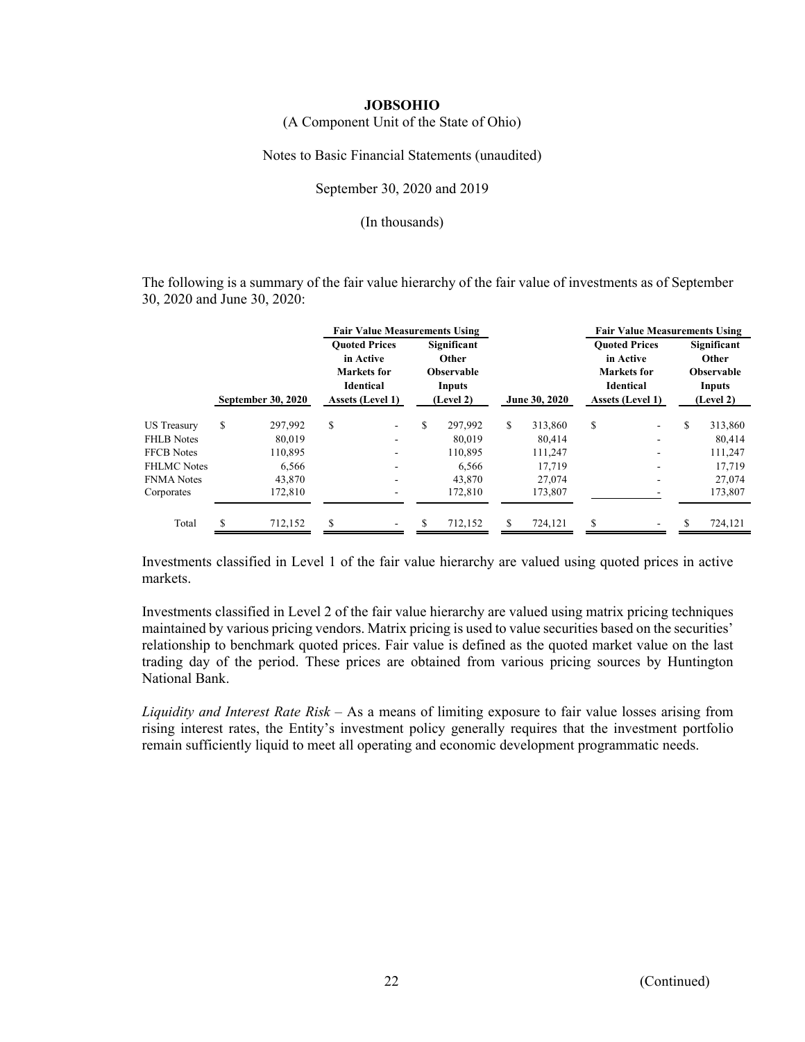**JOBSOHIO**

(A Component Unit of the State of Ohio)

Notes to Basic Financial Statements (unaudited)

September 30, 2020 and 2019

(In thousands)

The following is a summary of the fair value hierarchy of the fair value of investments as of September 30, 2020 and June 30, 2020:

| | September 30, 2020 | Fair Value Measurements Using: Quoted Prices in Active Markets for Identical Assets (Level 1) | Fair Value Measurements Using: Significant Other Observable Inputs (Level 2) | June 30, 2020 | Fair Value Measurements Using: Quoted Prices in Active Markets for Identical Assets (Level 1) | Fair Value Measurements Using: Significant Other Observable Inputs (Level 2) |
|---|---|---|---|---|---|---|
| US Treasury | $ 297,992 | $ - | $ 297,992 | $ 313,860 | $ - | $ 313,860 |
| FHLB Notes | 80,019 | - | 80,019 | 80,414 | - | 80,414 |
| FFCB Notes | 110,895 | - | 110,895 | 111,247 | - | 111,247 |
| FHLMC Notes | 6,566 | - | 6,566 | 17,719 | - | 17,719 |
| FNMA Notes | 43,870 | - | 43,870 | 27,074 | - | 27,074 |
| Corporates | 172,810 | - | 172,810 | 173,807 | - | 173,807 |
| Total | $ 712,152 | $ - | $ 712,152 | $ 724,121 | $ - | $ 724,121 |

Investments classified in Level 1 of the fair value hierarchy are valued using quoted prices in active markets.

Investments classified in Level 2 of the fair value hierarchy are valued using matrix pricing techniques maintained by various pricing vendors. Matrix pricing is used to value securities based on the securities' relationship to benchmark quoted prices. Fair value is defined as the quoted market value on the last trading day of the period. These prices are obtained from various pricing sources by Huntington National Bank.

*Liquidity and Interest Rate Risk* – As a means of limiting exposure to fair value losses arising from rising interest rates, the Entity's investment policy generally requires that the investment portfolio remain sufficiently liquid to meet all operating and economic development programmatic needs.

(Continued)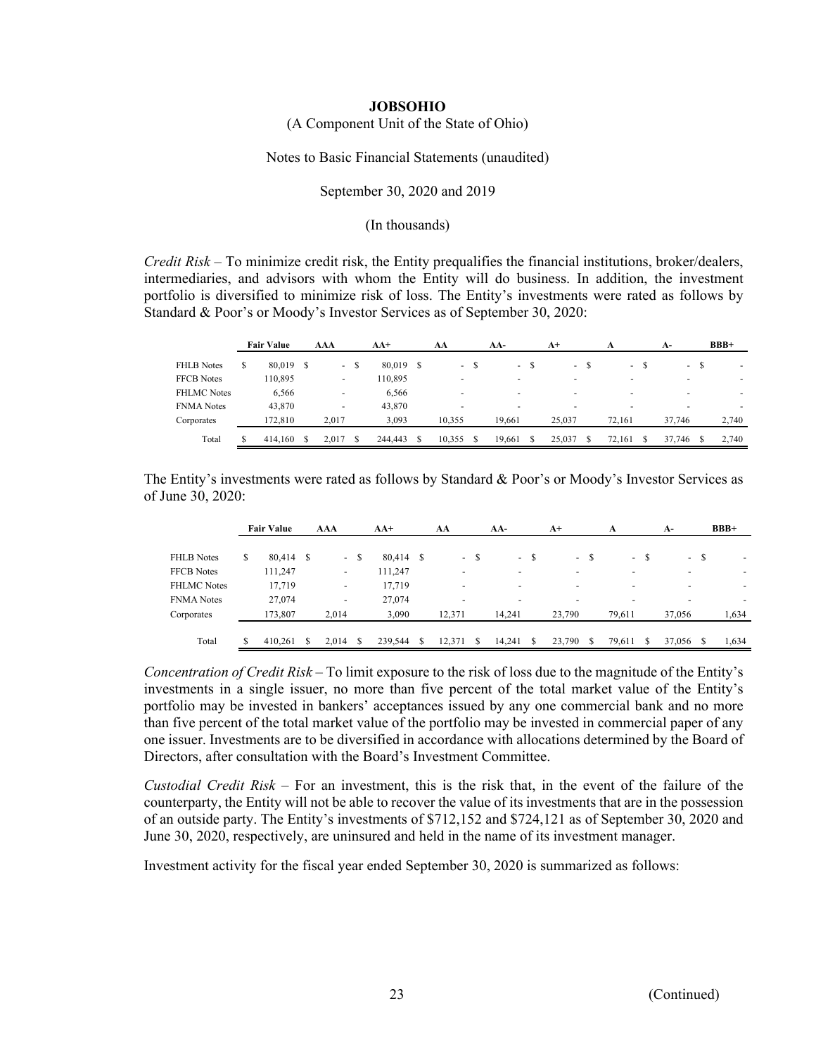**JOBSOHIO**

(A Component Unit of the State of Ohio)

Notes to Basic Financial Statements (unaudited)

September 30, 2020 and 2019

(In thousands)

*Credit Risk* – To minimize credit risk, the Entity prequalifies the financial institutions, broker/dealers, intermediaries, and advisors with whom the Entity will do business. In addition, the investment portfolio is diversified to minimize risk of loss. The Entity's investments were rated as follows by Standard & Poor's or Moody's Investor Services as of September 30, 2020:

| | Fair Value | AAA | AA+ | AA | AA- | A+ | A | A- | BBB+ |
|---|---|---|---|---|---|---|---|---|---|
| FHLB Notes | $ 80,019 | $ - | $ 80,019 | $ - | $ - | $ - | $ - | $ - | $ - |
| FFCB Notes | 110,895 | - | 110,895 | - | - | - | - | - | - |
| FHLMC Notes | 6,566 | - | 6,566 | - | - | - | - | - | - |
| FNMA Notes | 43,870 | - | 43,870 | - | - | - | - | - | - |
| Corporates | 172,810 | 2,017 | 3,093 | 10,355 | 19,661 | 25,037 | 72,161 | 37,746 | 2,740 |
| Total | $ 414,160 | $ 2,017 | $ 244,443 | $ 10,355 | $ 19,661 | $ 25,037 | $ 72,161 | $ 37,746 | $ 2,740 |

The Entity's investments were rated as follows by Standard & Poor's or Moody's Investor Services as of June 30, 2020:

| | Fair Value | AAA | AA+ | AA | AA- | A+ | A | A- | BBB+ |
|---|---|---|---|---|---|---|---|---|---|
| FHLB Notes | $ 80,414 | $ - | $ 80,414 | $ - | $ - | $ - | $ - | $ - | $ - |
| FFCB Notes | 111,247 | - | 111,247 | - | - | - | - | - | - |
| FHLMC Notes | 17,719 | - | 17,719 | - | - | - | - | - | - |
| FNMA Notes | 27,074 | - | 27,074 | - | - | - | - | - | - |
| Corporates | 173,807 | 2,014 | 3,090 | 12,371 | 14,241 | 23,790 | 79,611 | 37,056 | 1,634 |
| Total | $ 410,261 | $ 2,014 | $ 239,544 | $ 12,371 | $ 14,241 | $ 23,790 | $ 79,611 | $ 37,056 | $ 1,634 |

*Concentration of Credit Risk* – To limit exposure to the risk of loss due to the magnitude of the Entity's investments in a single issuer, no more than five percent of the total market value of the Entity's portfolio may be invested in bankers' acceptances issued by any one commercial bank and no more than five percent of the total market value of the portfolio may be invested in commercial paper of any one issuer. Investments are to be diversified in accordance with allocations determined by the Board of Directors, after consultation with the Board's Investment Committee.

*Custodial Credit Risk* – For an investment, this is the risk that, in the event of the failure of the counterparty, the Entity will not be able to recover the value of its investments that are in the possession of an outside party. The Entity's investments of $712,152 and $724,121 as of September 30, 2020 and June 30, 2020, respectively, are uninsured and held in the name of its investment manager.

Investment activity for the fiscal year ended September 30, 2020 is summarized as follows:

(Continued)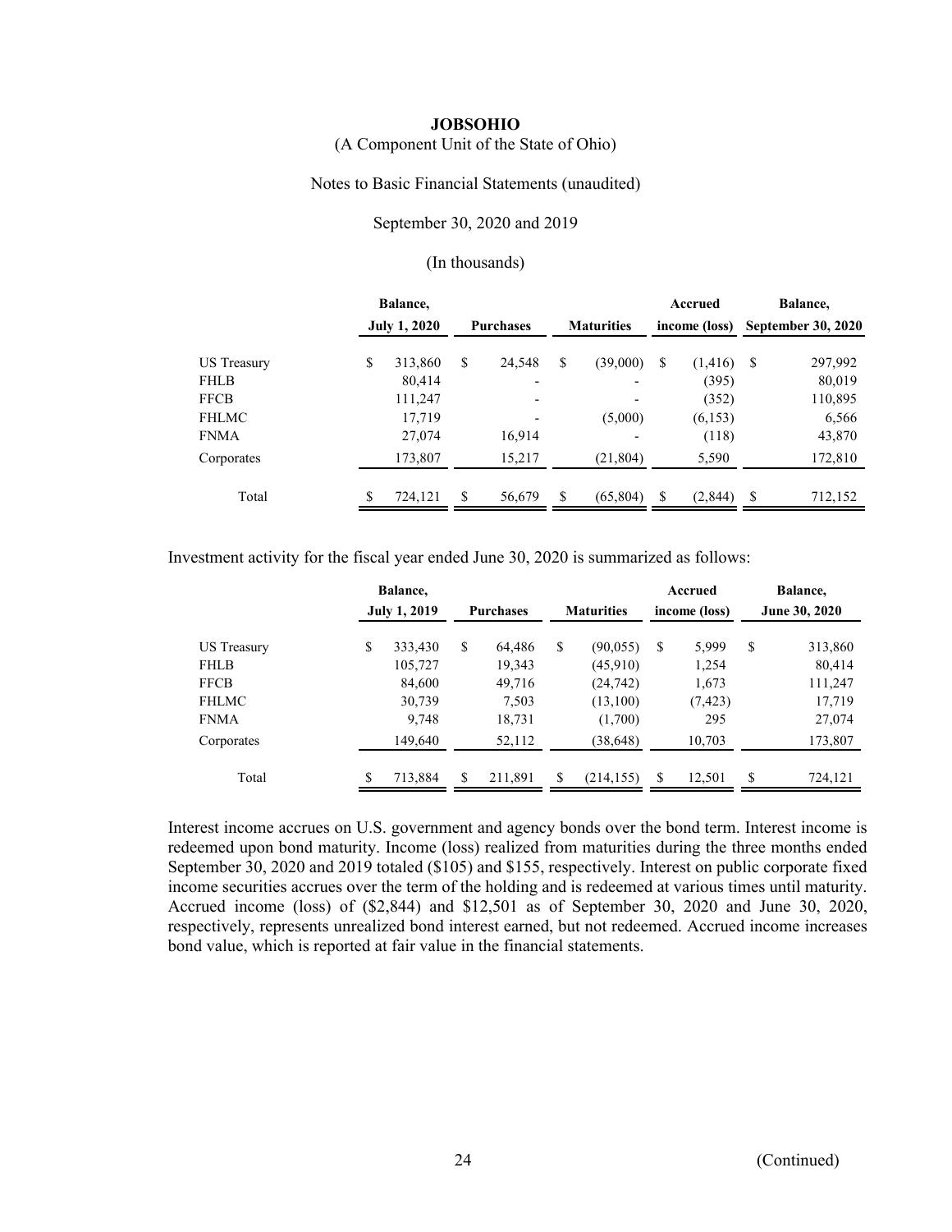**JOBSOHIO**

(A Component Unit of the State of Ohio)

Notes to Basic Financial Statements (unaudited)

September 30, 2020 and 2019

(In thousands)

| | Balance, July 1, 2020 | Purchases | Maturities | Accrued income (loss) | Balance, September 30, 2020 |
|---|---|---|---|---|---|
| US Treasury | $ 313,860 | $ 24,548 | $ (39,000) | $ (1,416) | $ 297,992 |
| FHLB | 80,414 | - | - | (395) | 80,019 |
| FFCB | 111,247 | - | - | (352) | 110,895 |
| FHLMC | 17,719 | - | (5,000) | (6,153) | 6,566 |
| FNMA | 27,074 | 16,914 | - | (118) | 43,870 |
| Corporates | 173,807 | 15,217 | (21,804) | 5,590 | 172,810 |
| Total | $ 724,121 | $ 56,679 | $ (65,804) | $ (2,844) | $ 712,152 |

Investment activity for the fiscal year ended June 30, 2020 is summarized as follows:

| | Balance, July 1, 2019 | Purchases | Maturities | Accrued income (loss) | Balance, June 30, 2020 |
|---|---|---|---|---|---|
| US Treasury | $ 333,430 | $ 64,486 | $ (90,055) | $ 5,999 | $ 313,860 |
| FHLB | 105,727 | 19,343 | (45,910) | 1,254 | 80,414 |
| FFCB | 84,600 | 49,716 | (24,742) | 1,673 | 111,247 |
| FHLMC | 30,739 | 7,503 | (13,100) | (7,423) | 17,719 |
| FNMA | 9,748 | 18,731 | (1,700) | 295 | 27,074 |
| Corporates | 149,640 | 52,112 | (38,648) | 10,703 | 173,807 |
| Total | $ 713,884 | $ 211,891 | $ (214,155) | $ 12,501 | $ 724,121 |

Interest income accrues on U.S. government and agency bonds over the bond term. Interest income is redeemed upon bond maturity. Income (loss) realized from maturities during the three months ended September 30, 2020 and 2019 totaled ($105) and $155, respectively. Interest on public corporate fixed income securities accrues over the term of the holding and is redeemed at various times until maturity. Accrued income (loss) of ($2,844) and $12,501 as of September 30, 2020 and June 30, 2020, respectively, represents unrealized bond interest earned, but not redeemed. Accrued income increases bond value, which is reported at fair value in the financial statements.

(Continued)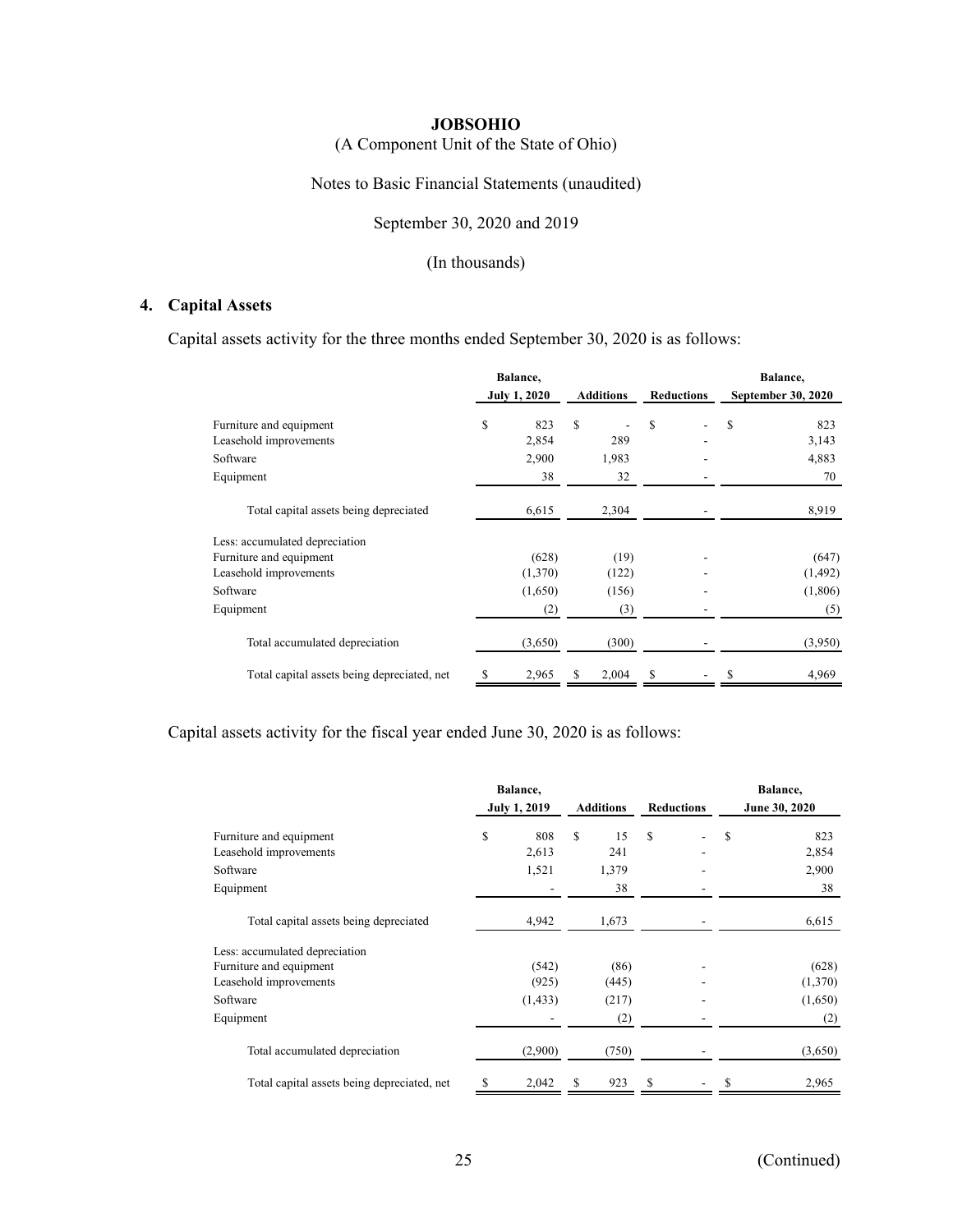**JOBSOHIO**

(A Component Unit of the State of Ohio)

Notes to Basic Financial Statements (unaudited)

September 30, 2020 and 2019

(In thousands)

## 4. Capital Assets

Capital assets activity for the three months ended September 30, 2020 is as follows:

| | Balance, July 1, 2020 | Additions | Reductions | Balance, September 30, 2020 |
|---|---|---|---|---|
| Furniture and equipment | $ 823 | $ - | $ - | $ 823 |
| Leasehold improvements | 2,854 | 289 | - | 3,143 |
| Software | 2,900 | 1,983 | - | 4,883 |
| Equipment | 38 | 32 | - | 70 |
| Total capital assets being depreciated | 6,615 | 2,304 | - | 8,919 |
| Less: accumulated depreciation | | | | |
| Furniture and equipment | (628) | (19) | - | (647) |
| Leasehold improvements | (1,370) | (122) | - | (1,492) |
| Software | (1,650) | (156) | - | (1,806) |
| Equipment | (2) | (3) | - | (5) |
| Total accumulated depreciation | (3,650) | (300) | - | (3,950) |
| Total capital assets being depreciated, net | $ 2,965 | $ 2,004 | $ - | $ 4,969 |

Capital assets activity for the fiscal year ended June 30, 2020 is as follows:

| | Balance, July 1, 2019 | Additions | Reductions | Balance, June 30, 2020 |
|---|---|---|---|---|
| Furniture and equipment | $ 808 | $ 15 | $ - | $ 823 |
| Leasehold improvements | 2,613 | 241 | - | 2,854 |
| Software | 1,521 | 1,379 | - | 2,900 |
| Equipment | - | 38 | - | 38 |
| Total capital assets being depreciated | 4,942 | 1,673 | - | 6,615 |
| Less: accumulated depreciation | | | | |
| Furniture and equipment | (542) | (86) | - | (628) |
| Leasehold improvements | (925) | (445) | - | (1,370) |
| Software | (1,433) | (217) | - | (1,650) |
| Equipment | - | (2) | - | (2) |
| Total accumulated depreciation | (2,900) | (750) | - | (3,650) |
| Total capital assets being depreciated, net | $ 2,042 | $ 923 | $ - | $ 2,965 |

(Continued)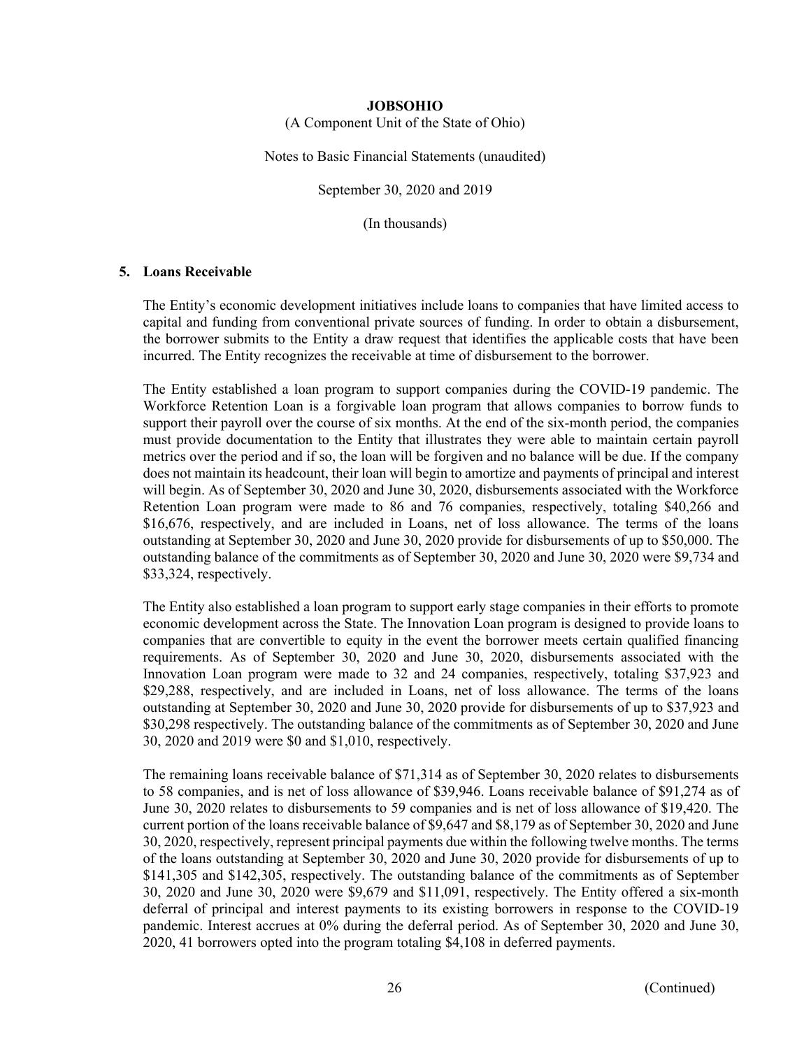**JOBSOHIO**

(A Component Unit of the State of Ohio)

Notes to Basic Financial Statements (unaudited)

September 30, 2020 and 2019

(In thousands)

## 5. Loans Receivable

The Entity's economic development initiatives include loans to companies that have limited access to capital and funding from conventional private sources of funding. In order to obtain a disbursement, the borrower submits to the Entity a draw request that identifies the applicable costs that have been incurred. The Entity recognizes the receivable at time of disbursement to the borrower.

The Entity established a loan program to support companies during the COVID-19 pandemic. The Workforce Retention Loan is a forgivable loan program that allows companies to borrow funds to support their payroll over the course of six months. At the end of the six-month period, the companies must provide documentation to the Entity that illustrates they were able to maintain certain payroll metrics over the period and if so, the loan will be forgiven and no balance will be due. If the company does not maintain its headcount, their loan will begin to amortize and payments of principal and interest will begin. As of September 30, 2020 and June 30, 2020, disbursements associated with the Workforce Retention Loan program were made to 86 and 76 companies, respectively, totaling $40,266 and $16,676, respectively, and are included in Loans, net of loss allowance. The terms of the loans outstanding at September 30, 2020 and June 30, 2020 provide for disbursements of up to $50,000. The outstanding balance of the commitments as of September 30, 2020 and June 30, 2020 were $9,734 and $33,324, respectively.

The Entity also established a loan program to support early stage companies in their efforts to promote economic development across the State. The Innovation Loan program is designed to provide loans to companies that are convertible to equity in the event the borrower meets certain qualified financing requirements. As of September 30, 2020 and June 30, 2020, disbursements associated with the Innovation Loan program were made to 32 and 24 companies, respectively, totaling $37,923 and $29,288, respectively, and are included in Loans, net of loss allowance. The terms of the loans outstanding at September 30, 2020 and June 30, 2020 provide for disbursements of up to $37,923 and $30,298 respectively. The outstanding balance of the commitments as of September 30, 2020 and June 30, 2020 and 2019 were $0 and $1,010, respectively.

The remaining loans receivable balance of $71,314 as of September 30, 2020 relates to disbursements to 58 companies, and is net of loss allowance of $39,946. Loans receivable balance of $91,274 as of June 30, 2020 relates to disbursements to 59 companies and is net of loss allowance of $19,420. The current portion of the loans receivable balance of $9,647 and $8,179 as of September 30, 2020 and June 30, 2020, respectively, represent principal payments due within the following twelve months. The terms of the loans outstanding at September 30, 2020 and June 30, 2020 provide for disbursements of up to $141,305 and $142,305, respectively. The outstanding balance of the commitments as of September 30, 2020 and June 30, 2020 were $9,679 and $11,091, respectively. The Entity offered a six-month deferral of principal and interest payments to its existing borrowers in response to the COVID-19 pandemic. Interest accrues at 0% during the deferral period. As of September 30, 2020 and June 30, 2020, 41 borrowers opted into the program totaling $4,108 in deferred payments.

(Continued)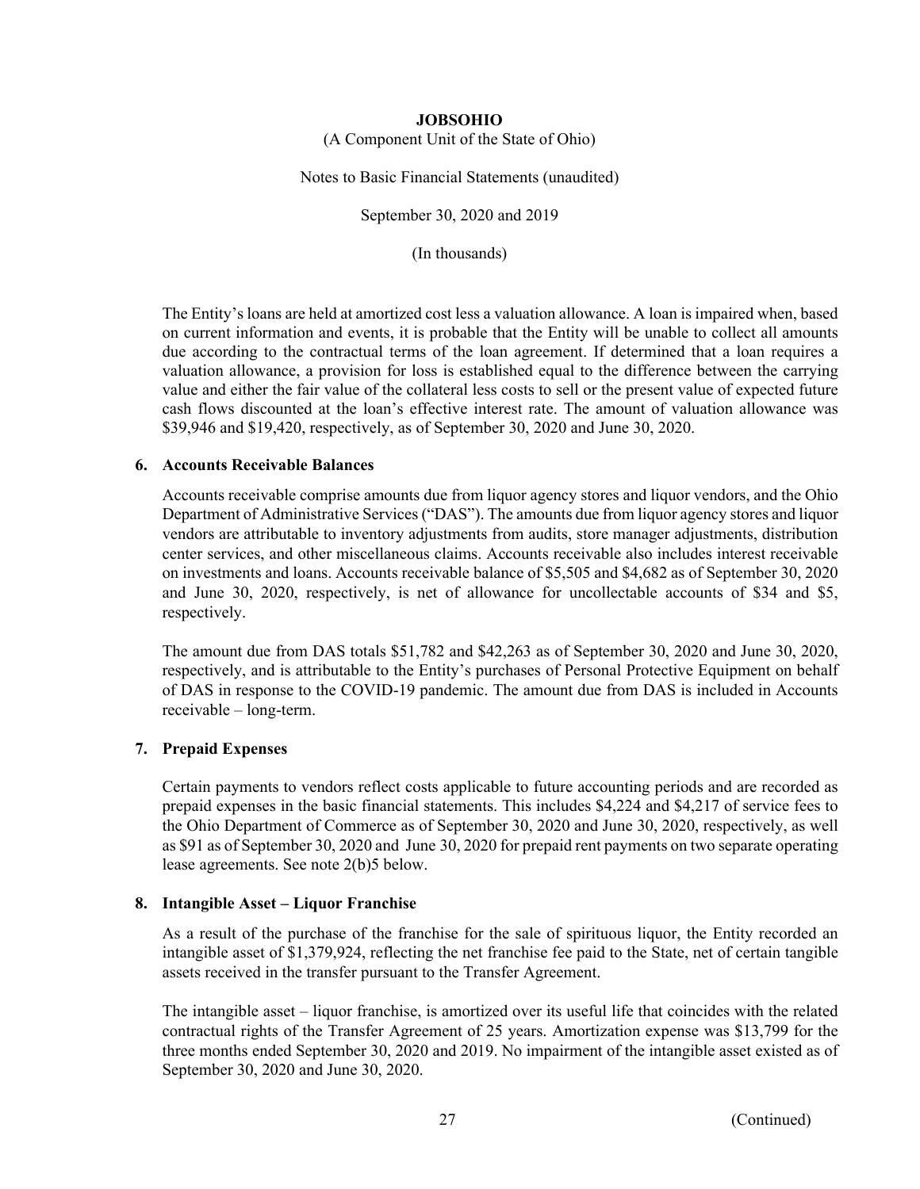The Entity's loans are held at amortized cost less a valuation allowance. A loan is impaired when, based on current information and events, it is probable that the Entity will be unable to collect all amounts due according to the contractual terms of the loan agreement. If determined that a loan requires a valuation allowance, a provision for loss is established equal to the difference between the carrying value and either the fair value of the collateral less costs to sell or the present value of expected future cash flows discounted at the loan's effective interest rate. The amount of valuation allowance was $39,946 and $19,420, respectively, as of September 30, 2020 and June 30, 2020.

## 6. Accounts Receivable Balances

Accounts receivable comprise amounts due from liquor agency stores and liquor vendors, and the Ohio Department of Administrative Services ("DAS"). The amounts due from liquor agency stores and liquor vendors are attributable to inventory adjustments from audits, store manager adjustments, distribution center services, and other miscellaneous claims. Accounts receivable also includes interest receivable on investments and loans. Accounts receivable balance of $5,505 and $4,682 as of September 30, 2020 and June 30, 2020, respectively, is net of allowance for uncollectable accounts of $34 and $5, respectively.

The amount due from DAS totals $51,782 and $42,263 as of September 30, 2020 and June 30, 2020, respectively, and is attributable to the Entity's purchases of Personal Protective Equipment on behalf of DAS in response to the COVID-19 pandemic. The amount due from DAS is included in Accounts receivable – long-term.

## 7. Prepaid Expenses

Certain payments to vendors reflect costs applicable to future accounting periods and are recorded as prepaid expenses in the basic financial statements. This includes $4,224 and $4,217 of service fees to the Ohio Department of Commerce as of September 30, 2020 and June 30, 2020, respectively, as well as $91 as of September 30, 2020 and June 30, 2020 for prepaid rent payments on two separate operating lease agreements. See note 2(b)5 below.

## 8. Intangible Asset – Liquor Franchise

As a result of the purchase of the franchise for the sale of spirituous liquor, the Entity recorded an intangible asset of $1,379,924, reflecting the net franchise fee paid to the State, net of certain tangible assets received in the transfer pursuant to the Transfer Agreement.

The intangible asset – liquor franchise, is amortized over its useful life that coincides with the related contractual rights of the Transfer Agreement of 25 years. Amortization expense was $13,799 for the three months ended September 30, 2020 and 2019. No impairment of the intangible asset existed as of September 30, 2020 and June 30, 2020.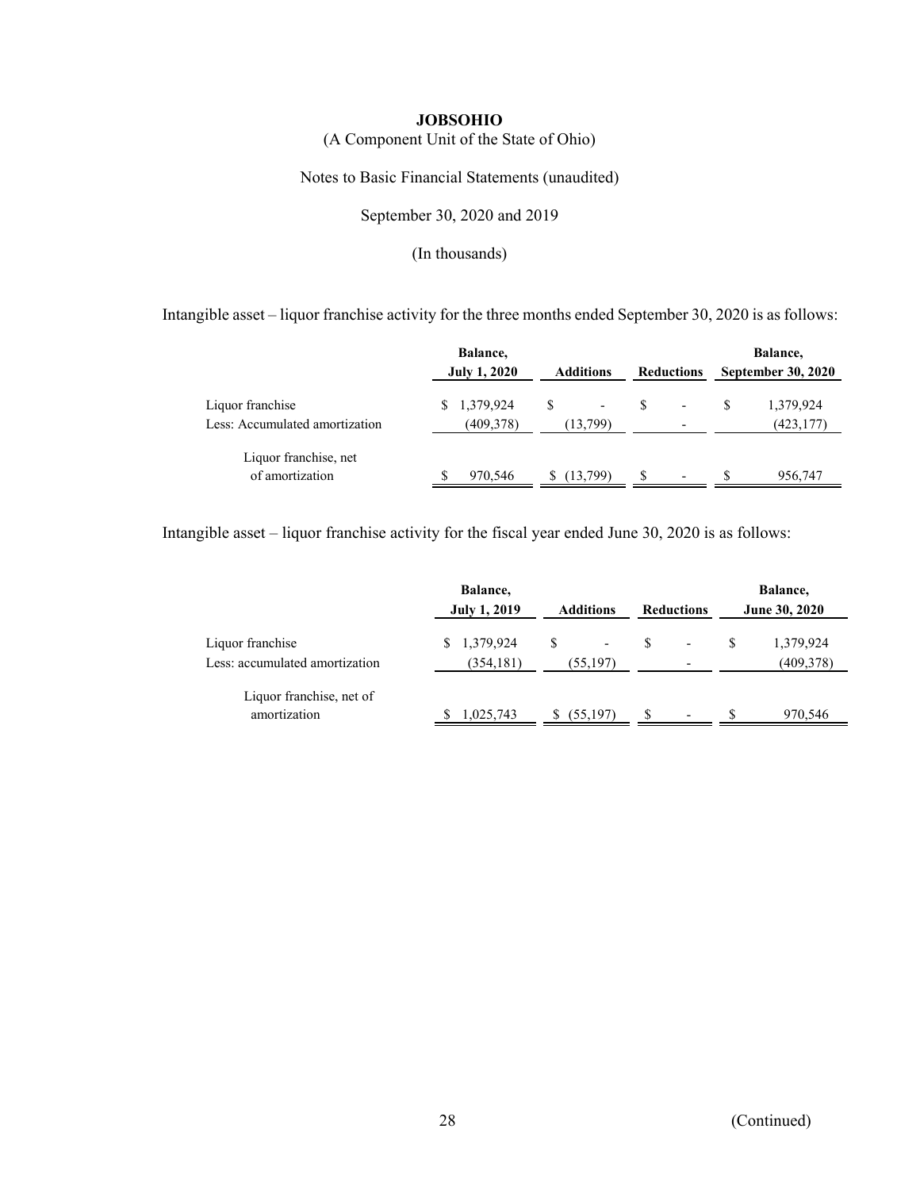**JOBSOHIO**

(A Component Unit of the State of Ohio)

Notes to Basic Financial Statements (unaudited)

September 30, 2020 and 2019

(In thousands)

Intangible asset – liquor franchise activity for the three months ended September 30, 2020 is as follows:

| | Balance, July 1, 2020 | Additions | Reductions | Balance, September 30, 2020 |
|---|---|---|---|---|
| Liquor franchise | $ 1,379,924 | $ - | $ - | $ 1,379,924 |
| Less: Accumulated amortization | (409,378) | (13,799) | - | (423,177) |
| Liquor franchise, net of amortization | $ 970,546 | $ (13,799) | $ - | $ 956,747 |

Intangible asset – liquor franchise activity for the fiscal year ended June 30, 2020 is as follows:

| | Balance, July 1, 2019 | Additions | Reductions | Balance, June 30, 2020 |
|---|---|---|---|---|
| Liquor franchise | $ 1,379,924 | $ - | $ - | $ 1,379,924 |
| Less: accumulated amortization | (354,181) | (55,197) | - | (409,378) |
| Liquor franchise, net of amortization | $ 1,025,743 | $ (55,197) | $ - | $ 970,546 |

(Continued)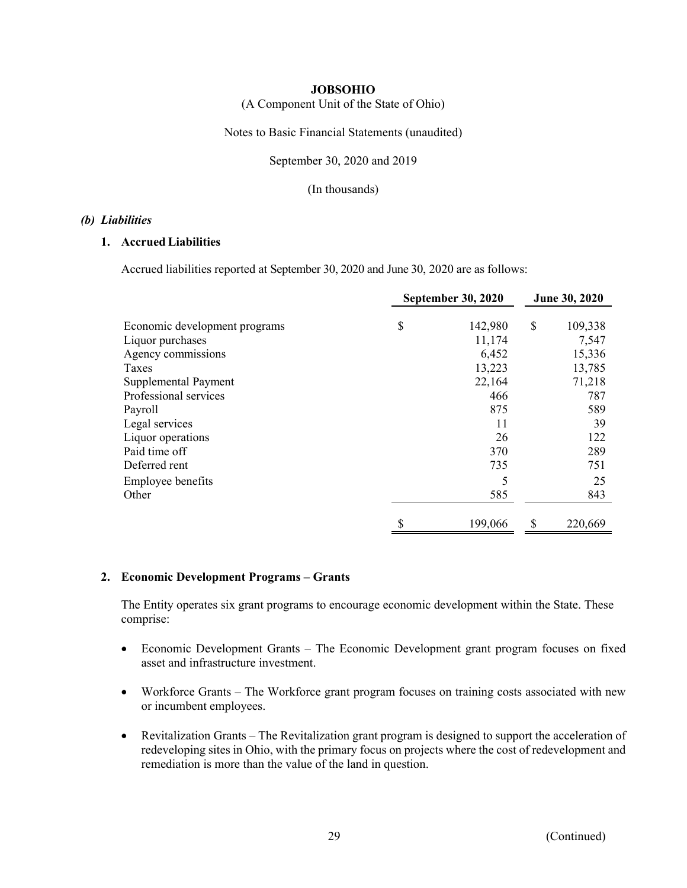**JOBSOHIO**

(A Component Unit of the State of Ohio)

Notes to Basic Financial Statements (unaudited)

September 30, 2020 and 2019

(In thousands)

***(b) Liabilities***

**1. Accrued Liabilities**

Accrued liabilities reported at September 30, 2020 and June 30, 2020 are as follows:

| | September 30, 2020 | June 30, 2020 |
|---|---|---|
| Economic development programs | $ 142,980 | $ 109,338 |
| Liquor purchases | 11,174 | 7,547 |
| Agency commissions | 6,452 | 15,336 |
| Taxes | 13,223 | 13,785 |
| Supplemental Payment | 22,164 | 71,218 |
| Professional services | 466 | 787 |
| Payroll | 875 | 589 |
| Legal services | 11 | 39 |
| Liquor operations | 26 | 122 |
| Paid time off | 370 | 289 |
| Deferred rent | 735 | 751 |
| Employee benefits | 5 | 25 |
| Other | 585 | 843 |
| | $ 199,066 | $ 220,669 |

**2. Economic Development Programs – Grants**

The Entity operates six grant programs to encourage economic development within the State. These comprise:

- Economic Development Grants – The Economic Development grant program focuses on fixed asset and infrastructure investment.
- Workforce Grants – The Workforce grant program focuses on training costs associated with new or incumbent employees.
- Revitalization Grants – The Revitalization grant program is designed to support the acceleration of redeveloping sites in Ohio, with the primary focus on projects where the cost of redevelopment and remediation is more than the value of the land in question.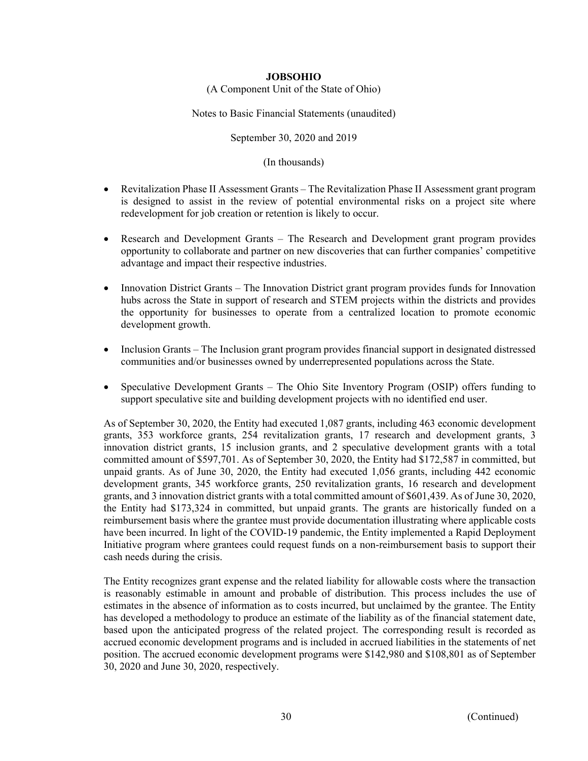- Revitalization Phase II Assessment Grants – The Revitalization Phase II Assessment grant program is designed to assist in the review of potential environmental risks on a project site where redevelopment for job creation or retention is likely to occur.

- Research and Development Grants – The Research and Development grant program provides opportunity to collaborate and partner on new discoveries that can further companies' competitive advantage and impact their respective industries.

- Innovation District Grants – The Innovation District grant program provides funds for Innovation hubs across the State in support of research and STEM projects within the districts and provides the opportunity for businesses to operate from a centralized location to promote economic development growth.

- Inclusion Grants – The Inclusion grant program provides financial support in designated distressed communities and/or businesses owned by underrepresented populations across the State.

- Speculative Development Grants – The Ohio Site Inventory Program (OSIP) offers funding to support speculative site and building development projects with no identified end user.

As of September 30, 2020, the Entity had executed 1,087 grants, including 463 economic development grants, 353 workforce grants, 254 revitalization grants, 17 research and development grants, 3 innovation district grants, 15 inclusion grants, and 2 speculative development grants with a total committed amount of $597,701. As of September 30, 2020, the Entity had $172,587 in committed, but unpaid grants. As of June 30, 2020, the Entity had executed 1,056 grants, including 442 economic development grants, 345 workforce grants, 250 revitalization grants, 16 research and development grants, and 3 innovation district grants with a total committed amount of $601,439. As of June 30, 2020, the Entity had $173,324 in committed, but unpaid grants. The grants are historically funded on a reimbursement basis where the grantee must provide documentation illustrating where applicable costs have been incurred. In light of the COVID-19 pandemic, the Entity implemented a Rapid Deployment Initiative program where grantees could request funds on a non-reimbursement basis to support their cash needs during the crisis.

The Entity recognizes grant expense and the related liability for allowable costs where the transaction is reasonably estimable in amount and probable of distribution. This process includes the use of estimates in the absence of information as to costs incurred, but unclaimed by the grantee. The Entity has developed a methodology to produce an estimate of the liability as of the financial statement date, based upon the anticipated progress of the related project. The corresponding result is recorded as accrued economic development programs and is included in accrued liabilities in the statements of net position. The accrued economic development programs were $142,980 and $108,801 as of September 30, 2020 and June 30, 2020, respectively.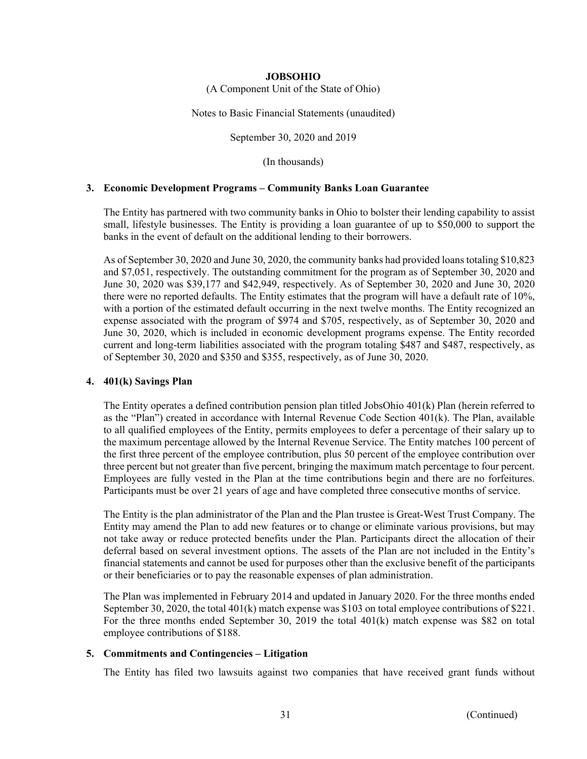**JOBSOHIO**

(A Component Unit of the State of Ohio)

Notes to Basic Financial Statements (unaudited)

September 30, 2020 and 2019

(In thousands)

### 3. Economic Development Programs – Community Banks Loan Guarantee

The Entity has partnered with two community banks in Ohio to bolster their lending capability to assist small, lifestyle businesses. The Entity is providing a loan guarantee of up to $50,000 to support the banks in the event of default on the additional lending to their borrowers.

As of September 30, 2020 and June 30, 2020, the community banks had provided loans totaling $10,823 and $7,051, respectively. The outstanding commitment for the program as of September 30, 2020 and June 30, 2020 was $39,177 and $42,949, respectively. As of September 30, 2020 and June 30, 2020 there were no reported defaults. The Entity estimates that the program will have a default rate of 10%, with a portion of the estimated default occurring in the next twelve months. The Entity recognized an expense associated with the program of $974 and $705, respectively, as of September 30, 2020 and June 30, 2020, which is included in economic development programs expense. The Entity recorded current and long-term liabilities associated with the program totaling $487 and $487, respectively, as of September 30, 2020 and $350 and $355, respectively, as of June 30, 2020.

### 4. 401(k) Savings Plan

The Entity operates a defined contribution pension plan titled JobsOhio 401(k) Plan (herein referred to as the "Plan") created in accordance with Internal Revenue Code Section 401(k). The Plan, available to all qualified employees of the Entity, permits employees to defer a percentage of their salary up to the maximum percentage allowed by the Internal Revenue Service. The Entity matches 100 percent of the first three percent of the employee contribution, plus 50 percent of the employee contribution over three percent but not greater than five percent, bringing the maximum match percentage to four percent. Employees are fully vested in the Plan at the time contributions begin and there are no forfeitures. Participants must be over 21 years of age and have completed three consecutive months of service.

The Entity is the plan administrator of the Plan and the Plan trustee is Great-West Trust Company. The Entity may amend the Plan to add new features or to change or eliminate various provisions, but may not take away or reduce protected benefits under the Plan. Participants direct the allocation of their deferral based on several investment options. The assets of the Plan are not included in the Entity's financial statements and cannot be used for purposes other than the exclusive benefit of the participants or their beneficiaries or to pay the reasonable expenses of plan administration.

The Plan was implemented in February 2014 and updated in January 2020. For the three months ended September 30, 2020, the total 401(k) match expense was $103 on total employee contributions of $221. For the three months ended September 30, 2019 the total 401(k) match expense was $82 on total employee contributions of $188.

### 5. Commitments and Contingencies – Litigation

The Entity has filed two lawsuits against two companies that have received grant funds without

(Continued)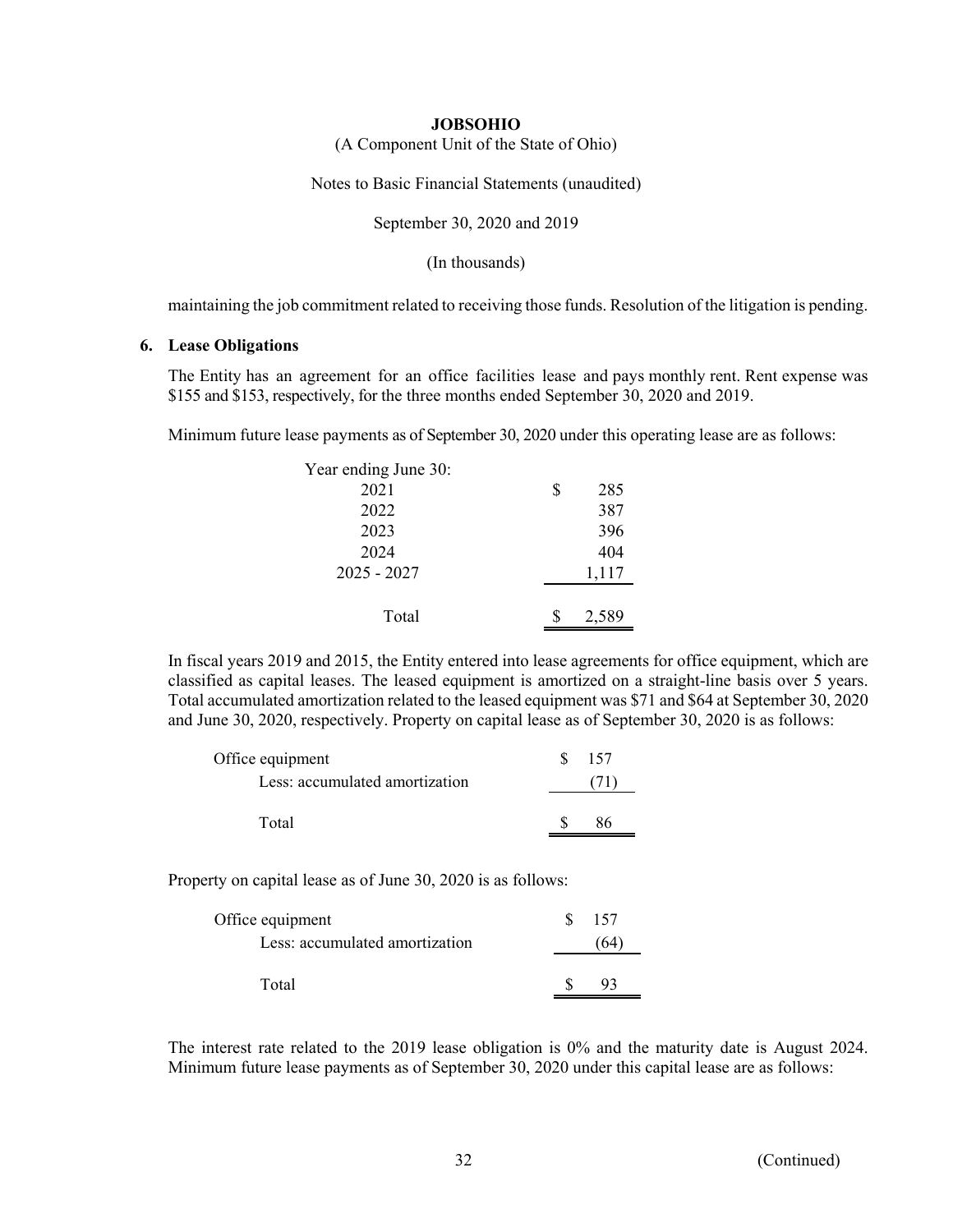**JOBSOHIO**

(A Component Unit of the State of Ohio)

Notes to Basic Financial Statements (unaudited)

September 30, 2020 and 2019

(In thousands)

maintaining the job commitment related to receiving those funds. Resolution of the litigation is pending.

## 6. Lease Obligations

The Entity has an agreement for an office facilities lease and pays monthly rent. Rent expense was $155 and $153, respectively, for the three months ended September 30, 2020 and 2019.

Minimum future lease payments as of September 30, 2020 under this operating lease are as follows:

| | |
|---|---|
| Year ending June 30: | |
| 2021 | $ 285 |
| 2022 | 387 |
| 2023 | 396 |
| 2024 | 404 |
| 2025 - 2027 | 1,117 |
| Total | $ 2,589 |

In fiscal years 2019 and 2015, the Entity entered into lease agreements for office equipment, which are classified as capital leases. The leased equipment is amortized on a straight-line basis over 5 years. Total accumulated amortization related to the leased equipment was $71 and $64 at September 30, 2020 and June 30, 2020, respectively. Property on capital lease as of September 30, 2020 is as follows:

| | |
|---|---|
| Office equipment | $ 157 |
| Less: accumulated amortization | (71) |
| Total | $ 86 |

Property on capital lease as of June 30, 2020 is as follows:

| | |
|---|---|
| Office equipment | $ 157 |
| Less: accumulated amortization | (64) |
| Total | $ 93 |

The interest rate related to the 2019 lease obligation is 0% and the maturity date is August 2024. Minimum future lease payments as of September 30, 2020 under this capital lease are as follows: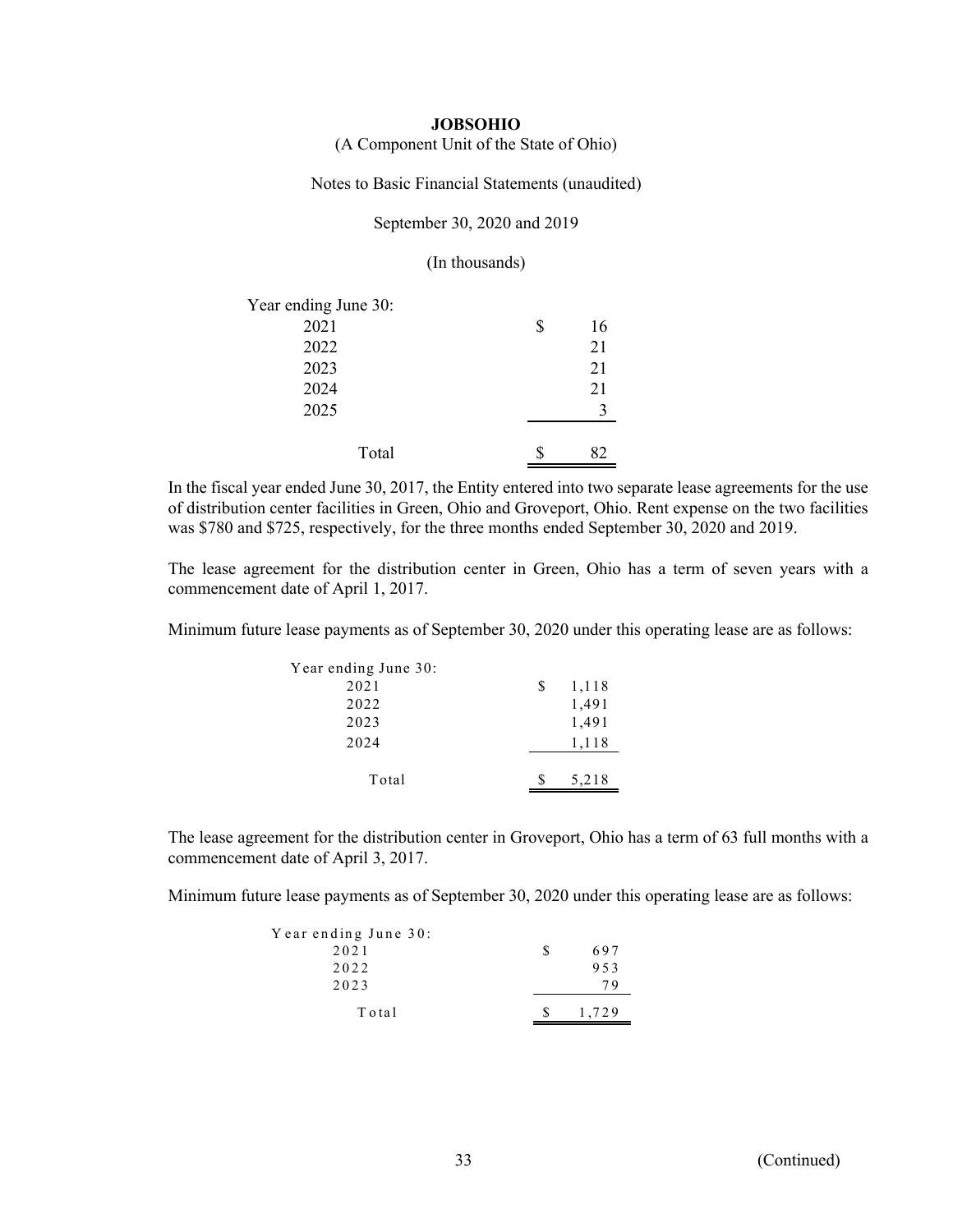**JOBSOHIO**

(A Component Unit of the State of Ohio)

Notes to Basic Financial Statements (unaudited)

September 30, 2020 and 2019

(In thousands)

| | |
|---|---|
| Year ending June 30: | |
| 2021 | $ 16 |
| 2022 | 21 |
| 2023 | 21 |
| 2024 | 21 |
| 2025 | 3 |
| Total | $ 82 |

In the fiscal year ended June 30, 2017, the Entity entered into two separate lease agreements for the use of distribution center facilities in Green, Ohio and Groveport, Ohio. Rent expense on the two facilities was $780 and $725, respectively, for the three months ended September 30, 2020 and 2019.

The lease agreement for the distribution center in Green, Ohio has a term of seven years with a commencement date of April 1, 2017.

Minimum future lease payments as of September 30, 2020 under this operating lease are as follows:

| | |
|---|---|
| Year ending June 30: | |
| 2021 | $ 1,118 |
| 2022 | 1,491 |
| 2023 | 1,491 |
| 2024 | 1,118 |
| Total | $ 5,218 |

The lease agreement for the distribution center in Groveport, Ohio has a term of 63 full months with a commencement date of April 3, 2017.

Minimum future lease payments as of September 30, 2020 under this operating lease are as follows:

| | |
|---|---|
| Year ending June 30: | |
| 2021 | $ 697 |
| 2022 | 953 |
| 2023 | 79 |
| Total | $ 1,729 |

(Continued)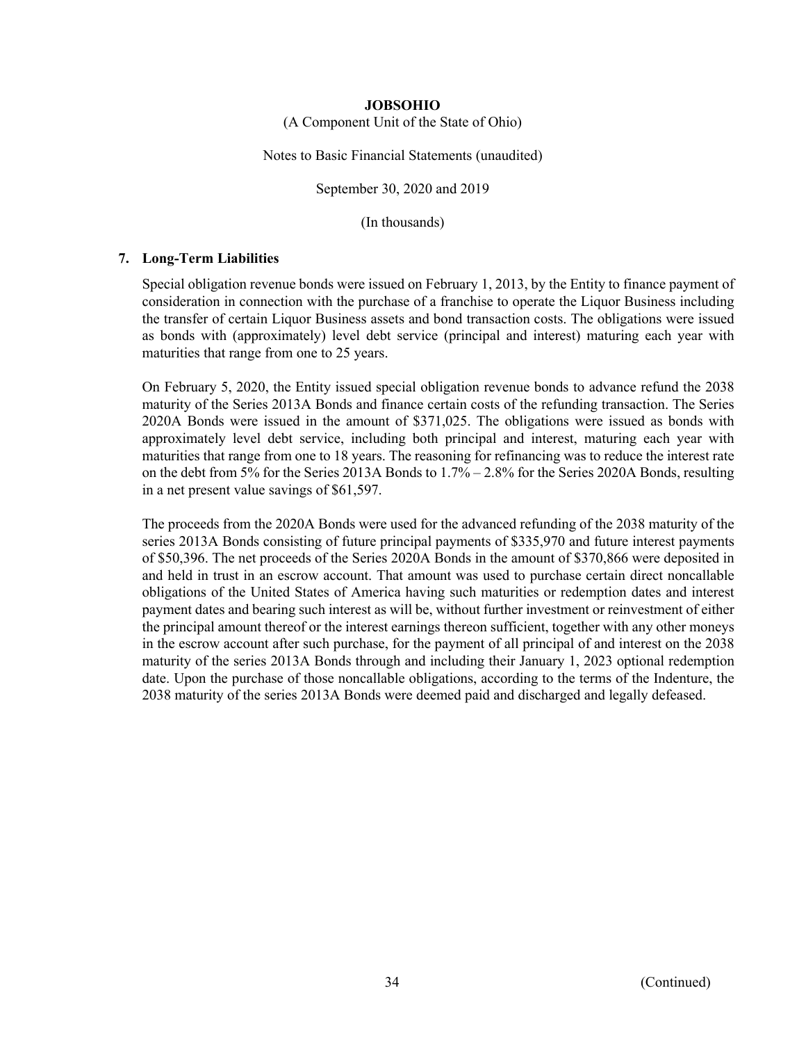## 7. Long-Term Liabilities

Special obligation revenue bonds were issued on February 1, 2013, by the Entity to finance payment of consideration in connection with the purchase of a franchise to operate the Liquor Business including the transfer of certain Liquor Business assets and bond transaction costs. The obligations were issued as bonds with (approximately) level debt service (principal and interest) maturing each year with maturities that range from one to 25 years.

On February 5, 2020, the Entity issued special obligation revenue bonds to advance refund the 2038 maturity of the Series 2013A Bonds and finance certain costs of the refunding transaction. The Series 2020A Bonds were issued in the amount of $371,025. The obligations were issued as bonds with approximately level debt service, including both principal and interest, maturing each year with maturities that range from one to 18 years. The reasoning for refinancing was to reduce the interest rate on the debt from 5% for the Series 2013A Bonds to 1.7% – 2.8% for the Series 2020A Bonds, resulting in a net present value savings of $61,597.

The proceeds from the 2020A Bonds were used for the advanced refunding of the 2038 maturity of the series 2013A Bonds consisting of future principal payments of $335,970 and future interest payments of $50,396. The net proceeds of the Series 2020A Bonds in the amount of $370,866 were deposited in and held in trust in an escrow account. That amount was used to purchase certain direct noncallable obligations of the United States of America having such maturities or redemption dates and interest payment dates and bearing such interest as will be, without further investment or reinvestment of either the principal amount thereof or the interest earnings thereon sufficient, together with any other moneys in the escrow account after such purchase, for the payment of all principal of and interest on the 2038 maturity of the series 2013A Bonds through and including their January 1, 2023 optional redemption date. Upon the purchase of those noncallable obligations, according to the terms of the Indenture, the 2038 maturity of the series 2013A Bonds were deemed paid and discharged and legally defeased.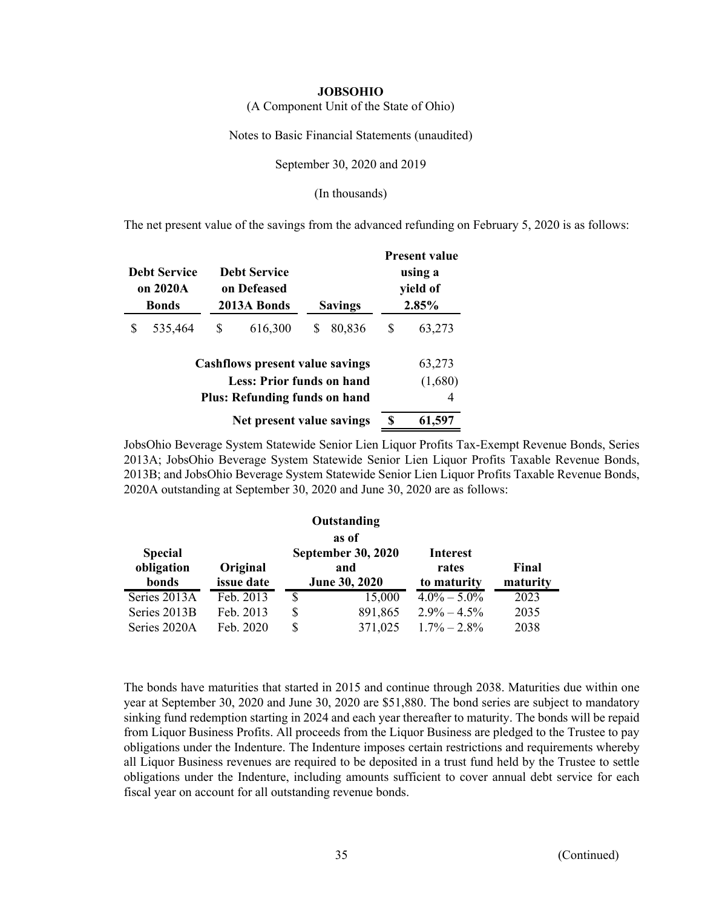**JOBSOHIO**

(A Component Unit of the State of Ohio)

Notes to Basic Financial Statements (unaudited)

September 30, 2020 and 2019

(In thousands)

The net present value of the savings from the advanced refunding on February 5, 2020 is as follows:

| Debt Service on 2020A Bonds | Debt Service on Defeased 2013A Bonds | Savings | Present value using a yield of 2.85% |
|---|---|---|---|
| $ 535,464 | $ 616,300 | $ 80,836 | $ 63,273 |
| | | **Cashflows present value savings** | 63,273 |
| | | **Less: Prior funds on hand** | (1,680) |
| | | **Plus: Refunding funds on hand** | 4 |
| | | **Net present value savings** | **$ 61,597** |

JobsOhio Beverage System Statewide Senior Lien Liquor Profits Tax-Exempt Revenue Bonds, Series 2013A; JobsOhio Beverage System Statewide Senior Lien Liquor Profits Taxable Revenue Bonds, 2013B; and JobsOhio Beverage System Statewide Senior Lien Liquor Profits Taxable Revenue Bonds, 2020A outstanding at September 30, 2020 and June 30, 2020 are as follows:

| Special obligation bonds | Original issue date | Outstanding as of September 30, 2020 and June 30, 2020 | Interest rates to maturity | Final maturity |
|---|---|---|---|---|
| Series 2013A | Feb. 2013 | $ 15,000 | 4.0% – 5.0% | 2023 |
| Series 2013B | Feb. 2013 | $ 891,865 | 2.9% – 4.5% | 2035 |
| Series 2020A | Feb. 2020 | $ 371,025 | 1.7% – 2.8% | 2038 |

The bonds have maturities that started in 2015 and continue through 2038. Maturities due within one year at September 30, 2020 and June 30, 2020 are $51,880. The bond series are subject to mandatory sinking fund redemption starting in 2024 and each year thereafter to maturity. The bonds will be repaid from Liquor Business Profits. All proceeds from the Liquor Business are pledged to the Trustee to pay obligations under the Indenture. The Indenture imposes certain restrictions and requirements whereby all Liquor Business revenues are required to be deposited in a trust fund held by the Trustee to settle obligations under the Indenture, including amounts sufficient to cover annual debt service for each fiscal year on account for all outstanding revenue bonds.

(Continued)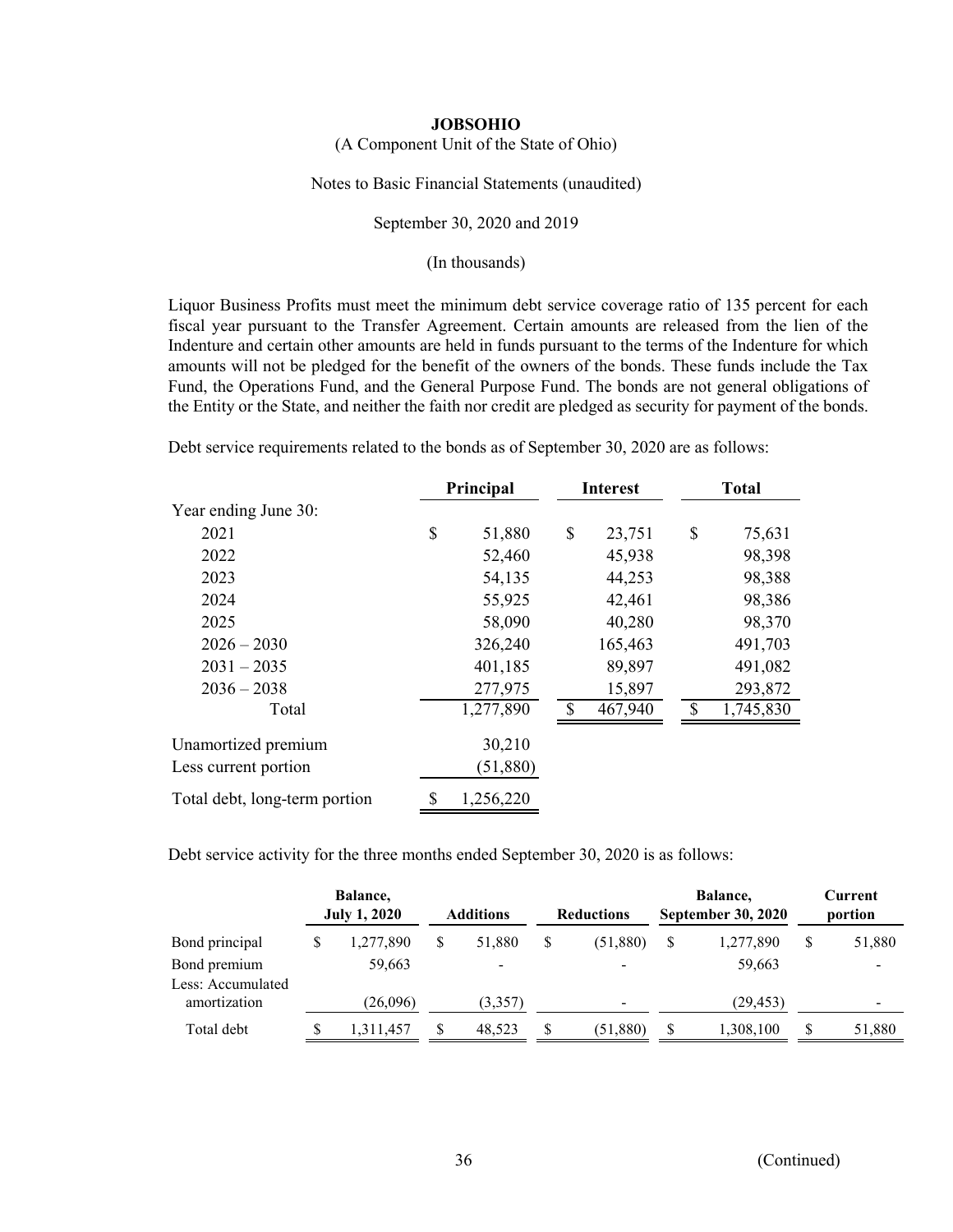**JOBSOHIO**
(A Component Unit of the State of Ohio)

Notes to Basic Financial Statements (unaudited)

September 30, 2020 and 2019

(In thousands)

Liquor Business Profits must meet the minimum debt service coverage ratio of 135 percent for each fiscal year pursuant to the Transfer Agreement. Certain amounts are released from the lien of the Indenture and certain other amounts are held in funds pursuant to the terms of the Indenture for which amounts will not be pledged for the benefit of the owners of the bonds. These funds include the Tax Fund, the Operations Fund, and the General Purpose Fund. The bonds are not general obligations of the Entity or the State, and neither the faith nor credit are pledged as security for payment of the bonds.

Debt service requirements related to the bonds as of September 30, 2020 are as follows:

| | Principal | Interest | Total |
|---|---|---|---|
| Year ending June 30: | | | |
| 2021 | $ 51,880 | $ 23,751 | $ 75,631 |
| 2022 | 52,460 | 45,938 | 98,398 |
| 2023 | 54,135 | 44,253 | 98,388 |
| 2024 | 55,925 | 42,461 | 98,386 |
| 2025 | 58,090 | 40,280 | 98,370 |
| 2026 – 2030 | 326,240 | 165,463 | 491,703 |
| 2031 – 2035 | 401,185 | 89,897 | 491,082 |
| 2036 – 2038 | 277,975 | 15,897 | 293,872 |
| Total | 1,277,890 | $ 467,940 | $ 1,745,830 |
| Unamortized premium | 30,210 | | |
| Less current portion | (51,880) | | |
| Total debt, long-term portion | $ 1,256,220 | | |

Debt service activity for the three months ended September 30, 2020 is as follows:

| | Balance, July 1, 2020 | Additions | Reductions | Balance, September 30, 2020 | Current portion |
|---|---|---|---|---|---|
| Bond principal | $ 1,277,890 | $ 51,880 | $ (51,880) | $ 1,277,890 | $ 51,880 |
| Bond premium | 59,663 | - | - | 59,663 | - |
| Less: Accumulated amortization | (26,096) | (3,357) | - | (29,453) | - |
| Total debt | $ 1,311,457 | $ 48,523 | $ (51,880) | $ 1,308,100 | $ 51,880 |

(Continued)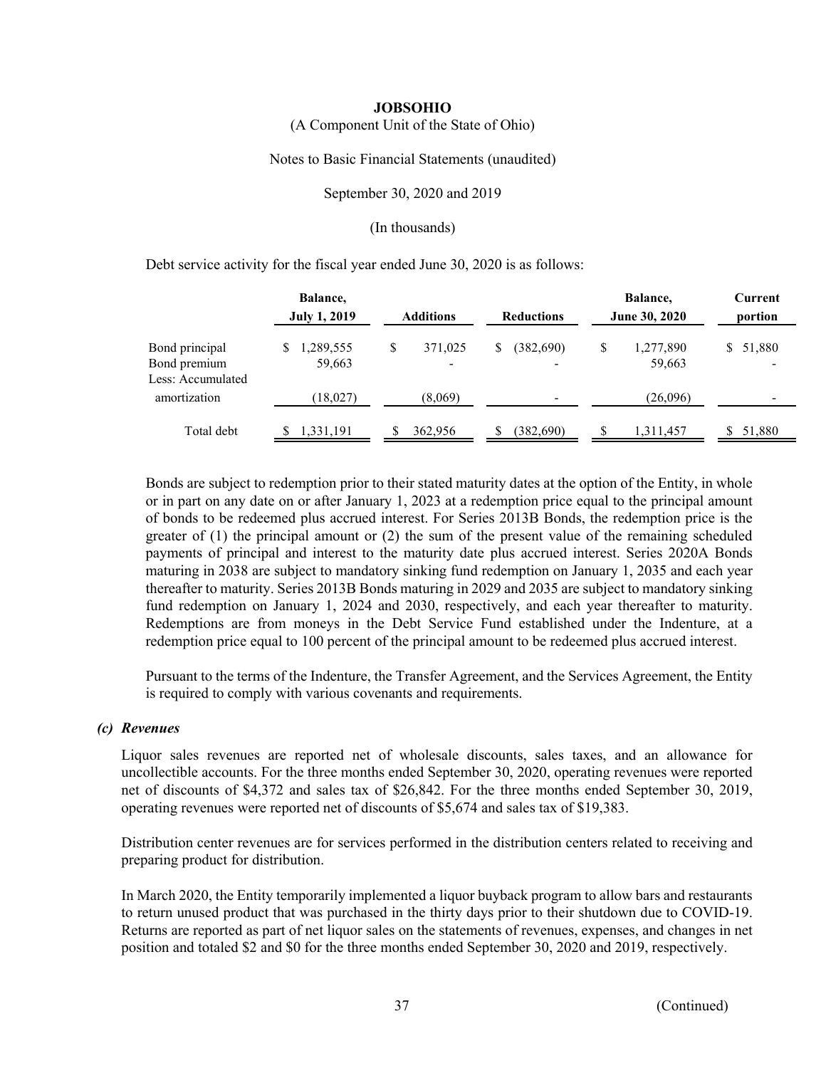Debt service activity for the fiscal year ended June 30, 2020 is as follows:

| | Balance, July 1, 2019 | Additions | Reductions | Balance, June 30, 2020 | Current portion |
|---|---|---|---|---|---|
| Bond principal | $ 1,289,555 | $ 371,025 | $ (382,690) | $ 1,277,890 | $ 51,880 |
| Bond premium | 59,663 | - | - | 59,663 | - |
| Less: Accumulated amortization | (18,027) | (8,069) | - | (26,096) | - |
| Total debt | $ 1,331,191 | $ 362,956 | $ (382,690) | $ 1,311,457 | $ 51,880 |

Bonds are subject to redemption prior to their stated maturity dates at the option of the Entity, in whole or in part on any date on or after January 1, 2023 at a redemption price equal to the principal amount of bonds to be redeemed plus accrued interest. For Series 2013B Bonds, the redemption price is the greater of (1) the principal amount or (2) the sum of the present value of the remaining scheduled payments of principal and interest to the maturity date plus accrued interest. Series 2020A Bonds maturing in 2038 are subject to mandatory sinking fund redemption on January 1, 2035 and each year thereafter to maturity. Series 2013B Bonds maturing in 2029 and 2035 are subject to mandatory sinking fund redemption on January 1, 2024 and 2030, respectively, and each year thereafter to maturity. Redemptions are from moneys in the Debt Service Fund established under the Indenture, at a redemption price equal to 100 percent of the principal amount to be redeemed plus accrued interest.

Pursuant to the terms of the Indenture, the Transfer Agreement, and the Services Agreement, the Entity is required to comply with various covenants and requirements.

### *(c) Revenues*

Liquor sales revenues are reported net of wholesale discounts, sales taxes, and an allowance for uncollectible accounts. For the three months ended September 30, 2020, operating revenues were reported net of discounts of $4,372 and sales tax of $26,842. For the three months ended September 30, 2019, operating revenues were reported net of discounts of $5,674 and sales tax of $19,383.

Distribution center revenues are for services performed in the distribution centers related to receiving and preparing product for distribution.

In March 2020, the Entity temporarily implemented a liquor buyback program to allow bars and restaurants to return unused product that was purchased in the thirty days prior to their shutdown due to COVID-19. Returns are reported as part of net liquor sales on the statements of revenues, expenses, and changes in net position and totaled $2 and $0 for the three months ended September 30, 2020 and 2019, respectively.

(Continued)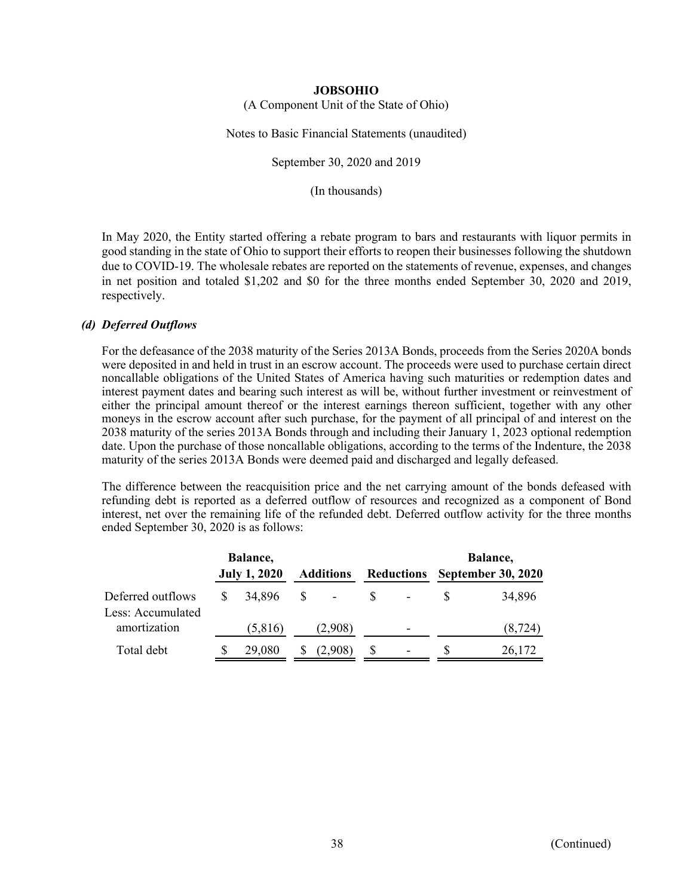In May 2020, the Entity started offering a rebate program to bars and restaurants with liquor permits in good standing in the state of Ohio to support their efforts to reopen their businesses following the shutdown due to COVID-19. The wholesale rebates are reported on the statements of revenue, expenses, and changes in net position and totaled $1,202 and $0 for the three months ended September 30, 2020 and 2019, respectively.

### *(d) Deferred Outflows*

For the defeasance of the 2038 maturity of the Series 2013A Bonds, proceeds from the Series 2020A bonds were deposited in and held in trust in an escrow account. The proceeds were used to purchase certain direct noncallable obligations of the United States of America having such maturities or redemption dates and interest payment dates and bearing such interest as will be, without further investment or reinvestment of either the principal amount thereof or the interest earnings thereon sufficient, together with any other moneys in the escrow account after such purchase, for the payment of all principal of and interest on the 2038 maturity of the series 2013A Bonds through and including their January 1, 2023 optional redemption date. Upon the purchase of those noncallable obligations, according to the terms of the Indenture, the 2038 maturity of the series 2013A Bonds were deemed paid and discharged and legally defeased.

The difference between the reacquisition price and the net carrying amount of the bonds defeased with refunding debt is reported as a deferred outflow of resources and recognized as a component of Bond interest, net over the remaining life of the refunded debt. Deferred outflow activity for the three months ended September 30, 2020 is as follows:

| | Balance, July 1, 2020 | Additions | Reductions | Balance, September 30, 2020 |
|---|---|---|---|---|
| Deferred outflows | $ 34,896 | $ - | $ - | $ 34,896 |
| Less: Accumulated amortization | (5,816) | (2,908) | - | (8,724) |
| Total debt | $ 29,080 | $ (2,908) | $ - | $ 26,172 |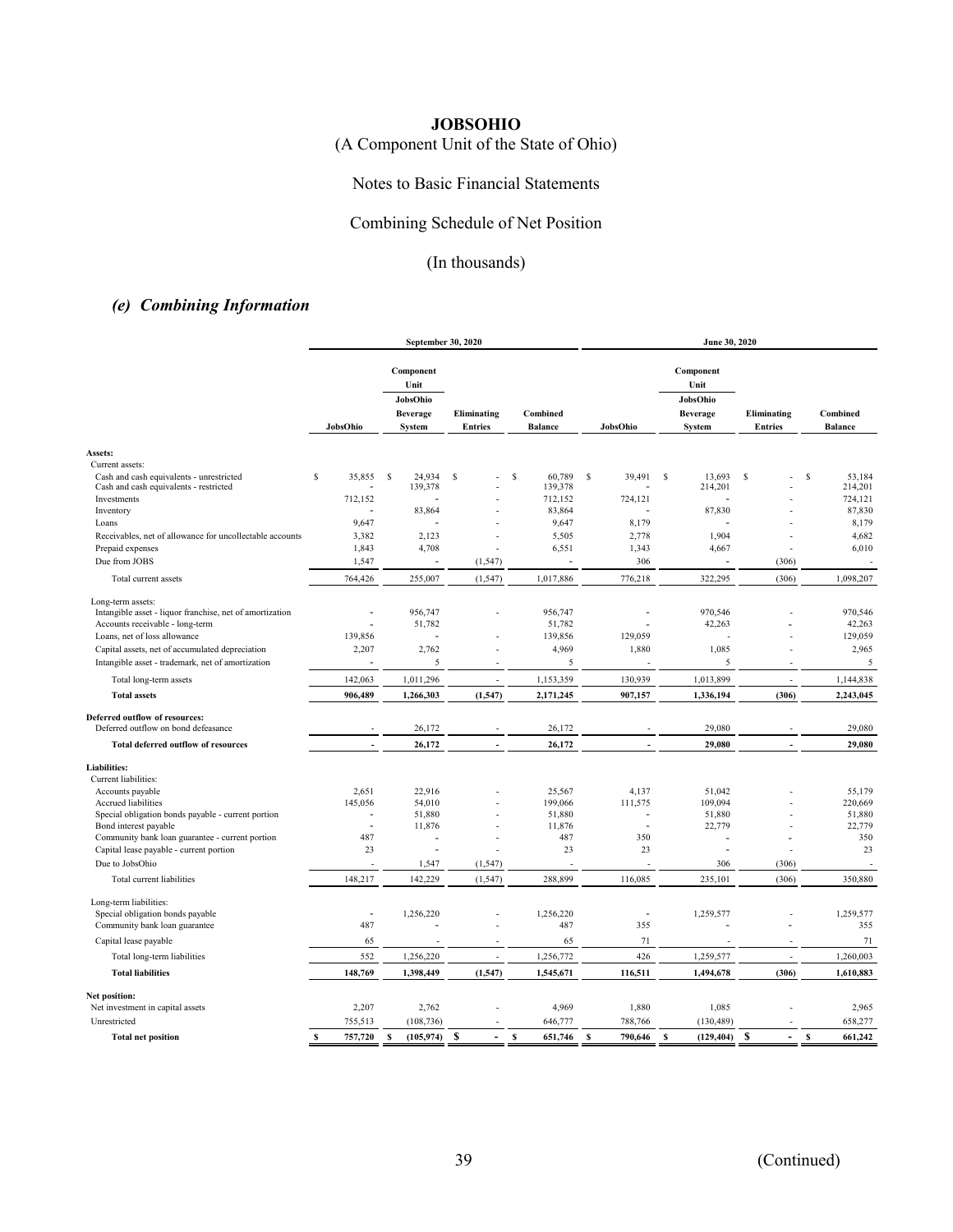# JOBSOHIO

(A Component Unit of the State of Ohio)

Notes to Basic Financial Statements

Combining Schedule of Net Position

(In thousands)

## *(e) Combining Information*

| | September 30, 2020 | | | | June 30, 2020 | | | |
|---|---|---|---|---|---|---|---|---|
| | JobsOhio | Component Unit JobsOhio Beverage System | Eliminating Entries | Combined Balance | JobsOhio | Component Unit JobsOhio Beverage System | Eliminating Entries | Combined Balance |
| **Assets:** | | | | | | | | |
| Current assets: | | | | | | | | |
| Cash and cash equivalents - unrestricted | $ 35,855 | $ 24,934 | $ - | $ 60,789 | $ 39,491 | $ 13,693 | $ - | $ 53,184 |
| Cash and cash equivalents - restricted | - | 139,378 | - | 139,378 | - | 214,201 | - | 214,201 |
| Investments | 712,152 | - | - | 712,152 | 724,121 | - | - | 724,121 |
| Inventory | - | 83,864 | - | 83,864 | - | 87,830 | - | 87,830 |
| Loans | 9,647 | - | - | 9,647 | 8,179 | - | - | 8,179 |
| Receivables, net of allowance for uncollectable accounts | 3,382 | 2,123 | - | 5,505 | 2,778 | 1,904 | - | 4,682 |
| Prepaid expenses | 1,843 | 4,708 | - | 6,551 | 1,343 | 4,667 | - | 6,010 |
| Due from JOBS | 1,547 | - | (1,547) | - | 306 | - | (306) | - |
| Total current assets | 764,426 | 255,007 | (1,547) | 1,017,886 | 776,218 | 322,295 | (306) | 1,098,207 |
| Long-term assets: | | | | | | | | |
| Intangible asset - liquor franchise, net of amortization | - | 956,747 | - | 956,747 | - | 970,546 | - | 970,546 |
| Accounts receivable - long-term | - | 51,782 | | 51,782 | - | 42,263 | - | 42,263 |
| Loans, net of loss allowance | 139,856 | - | - | 139,856 | 129,059 | - | - | 129,059 |
| Capital assets, net of accumulated depreciation | 2,207 | 2,762 | - | 4,969 | 1,880 | 1,085 | - | 2,965 |
| Intangible asset - trademark, net of amortization | - | 5 | - | 5 | - | 5 | - | 5 |
| Total long-term assets | 142,063 | 1,011,296 | - | 1,153,359 | 130,939 | 1,013,899 | - | 1,144,838 |
| **Total assets** | **906,489** | **1,266,303** | **(1,547)** | **2,171,245** | **907,157** | **1,336,194** | **(306)** | **2,243,045** |
| **Deferred outflow of resources:** | | | | | | | | |
| Deferred outflow on bond defeasance | - | 26,172 | - | 26,172 | - | 29,080 | - | 29,080 |
| **Total deferred outflow of resources** | **-** | **26,172** | **-** | **26,172** | **-** | **29,080** | **-** | **29,080** |
| **Liabilities:** | | | | | | | | |
| Current liabilities: | | | | | | | | |
| Accounts payable | 2,651 | 22,916 | - | 25,567 | 4,137 | 51,042 | - | 55,179 |
| Accrued liabilities | 145,056 | 54,010 | - | 199,066 | 111,575 | 109,094 | - | 220,669 |
| Special obligation bonds payable - current portion | - | 51,880 | - | 51,880 | - | 51,880 | - | 51,880 |
| Bond interest payable | - | 11,876 | - | 11,876 | - | 22,779 | - | 22,779 |
| Community bank loan guarantee - current portion | 487 | - | - | 487 | 350 | - | - | 350 |
| Capital lease payable - current portion | 23 | - | - | 23 | 23 | - | - | 23 |
| Due to JobsOhio | - | 1,547 | (1,547) | - | - | 306 | (306) | - |
| Total current liabilities | 148,217 | 142,229 | (1,547) | 288,899 | 116,085 | 235,101 | (306) | 350,880 |
| Long-term liabilities: | | | | | | | | |
| Special obligation bonds payable | - | 1,256,220 | - | 1,256,220 | - | 1,259,577 | - | 1,259,577 |
| Community bank loan guarantee | 487 | - | - | 487 | 355 | - | - | 355 |
| Capital lease payable | 65 | - | - | 65 | 71 | - | - | 71 |
| Total long-term liabilities | 552 | 1,256,220 | - | 1,256,772 | 426 | 1,259,577 | - | 1,260,003 |
| **Total liabilities** | **148,769** | **1,398,449** | **(1,547)** | **1,545,671** | **116,511** | **1,494,678** | **(306)** | **1,610,883** |
| **Net position:** | | | | | | | | |
| Net investment in capital assets | 2,207 | 2,762 | - | 4,969 | 1,880 | 1,085 | - | 2,965 |
| Unrestricted | 755,513 | (108,736) | - | 646,777 | 788,766 | (130,489) | - | 658,277 |
| **Total net position** | **$ 757,720** | **$ (105,974)** | **$ -** | **$ 651,746** | **$ 790,646** | **$ (129,404)** | **$ -** | **$ 661,242** |

(Continued)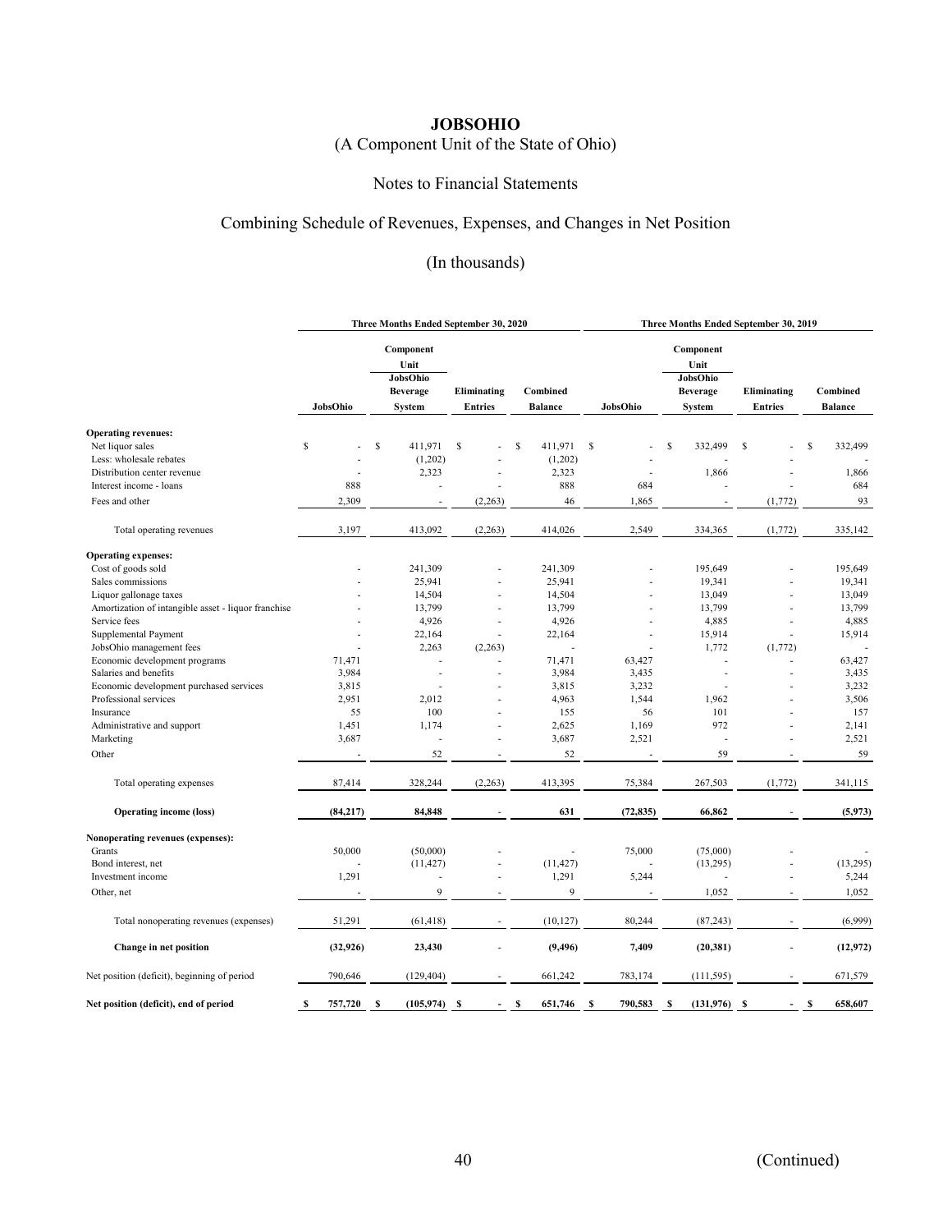# JOBSOHIO

(A Component Unit of the State of Ohio)

Notes to Financial Statements

## Combining Schedule of Revenues, Expenses, and Changes in Net Position

(In thousands)

| | Three Months Ended September 30, 2020 | | | | Three Months Ended September 30, 2019 | | | |
|---|---|---|---|---|---|---|---|---|
| | JobsOhio | Component Unit JobsOhio Beverage System | Eliminating Entries | Combined Balance | JobsOhio | Component Unit JobsOhio Beverage System | Eliminating Entries | Combined Balance |
| **Operating revenues:** | | | | | | | | |
| Net liquor sales | $ - | $ 411,971 | $ - | $ 411,971 | $ - | $ 332,499 | $ - | $ 332,499 |
| Less: wholesale rebates | - | (1,202) | - | (1,202) | - | - | - | - |
| Distribution center revenue | - | 2,323 | - | 2,323 | - | 1,866 | - | 1,866 |
| Interest income - loans | 888 | - | - | 888 | 684 | - | - | 684 |
| Fees and other | 2,309 | - | (2,263) | 46 | 1,865 | - | (1,772) | 93 |
| Total operating revenues | 3,197 | 413,092 | (2,263) | 414,026 | 2,549 | 334,365 | (1,772) | 335,142 |
| **Operating expenses:** | | | | | | | | |
| Cost of goods sold | - | 241,309 | - | 241,309 | - | 195,649 | - | 195,649 |
| Sales commissions | - | 25,941 | - | 25,941 | - | 19,341 | - | 19,341 |
| Liquor gallonage taxes | - | 14,504 | - | 14,504 | - | 13,049 | - | 13,049 |
| Amortization of intangible asset - liquor franchise | - | 13,799 | - | 13,799 | - | 13,799 | - | 13,799 |
| Service fees | - | 4,926 | - | 4,926 | - | 4,885 | - | 4,885 |
| Supplemental Payment | - | 22,164 | - | 22,164 | - | 15,914 | - | 15,914 |
| JobsOhio management fees | - | 2,263 | (2,263) | - | - | 1,772 | (1,772) | - |
| Economic development programs | 71,471 | - | - | 71,471 | 63,427 | - | - | 63,427 |
| Salaries and benefits | 3,984 | - | - | 3,984 | 3,435 | - | - | 3,435 |
| Economic development purchased services | 3,815 | - | - | 3,815 | 3,232 | - | - | 3,232 |
| Professional services | 2,951 | 2,012 | - | 4,963 | 1,544 | 1,962 | - | 3,506 |
| Insurance | 55 | 100 | - | 155 | 56 | 101 | - | 157 |
| Administrative and support | 1,451 | 1,174 | - | 2,625 | 1,169 | 972 | - | 2,141 |
| Marketing | 3,687 | - | - | 3,687 | 2,521 | - | - | 2,521 |
| Other | - | 52 | - | 52 | - | 59 | - | 59 |
| Total operating expenses | 87,414 | 328,244 | (2,263) | 413,395 | 75,384 | 267,503 | (1,772) | 341,115 |
| **Operating income (loss)** | **(84,217)** | **84,848** | **-** | **631** | **(72,835)** | **66,862** | **-** | **(5,973)** |
| **Nonoperating revenues (expenses):** | | | | | | | | |
| Grants | 50,000 | (50,000) | - | - | 75,000 | (75,000) | - | - |
| Bond interest, net | - | (11,427) | - | (11,427) | - | (13,295) | - | (13,295) |
| Investment income | 1,291 | - | - | 1,291 | 5,244 | - | - | 5,244 |
| Other, net | - | 9 | - | 9 | - | 1,052 | - | 1,052 |
| Total nonoperating revenues (expenses) | 51,291 | (61,418) | - | (10,127) | 80,244 | (87,243) | - | (6,999) |
| **Change in net position** | **(32,926)** | **23,430** | **-** | **(9,496)** | **7,409** | **(20,381)** | **-** | **(12,972)** |
| Net position (deficit), beginning of period | 790,646 | (129,404) | - | 661,242 | 783,174 | (111,595) | - | 671,579 |
| **Net position (deficit), end of period** | **$ 757,720** | **$ (105,974)** | **$ -** | **$ 651,746** | **$ 790,583** | **$ (131,976)** | **$ -** | **$ 658,607** |

(Continued)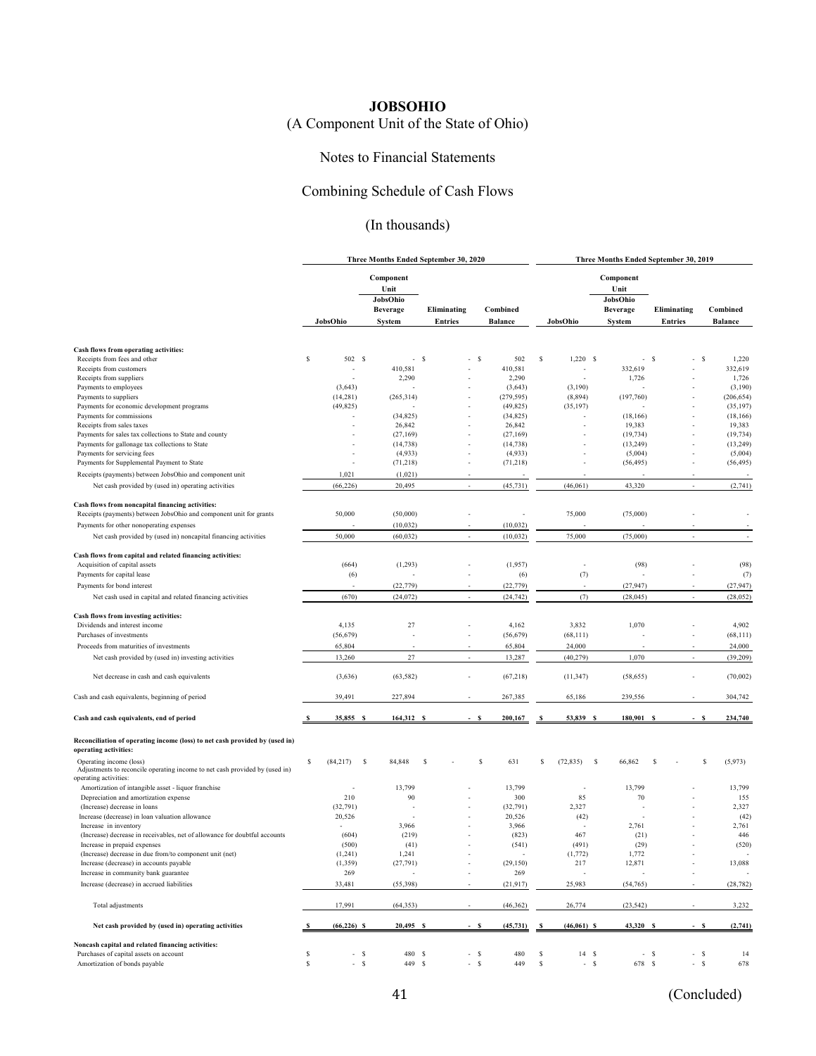# JOBSOHIO

(A Component Unit of the State of Ohio)

Notes to Financial Statements

Combining Schedule of Cash Flows

(In thousands)

| | Three Months Ended September 30, 2020 | | | | Three Months Ended September 30, 2019 | | | |
|---|---|---|---|---|---|---|---|---|
| | JobsOhio | Component Unit JobsOhio Beverage System | Eliminating Entries | Combined Balance | JobsOhio | Component Unit JobsOhio Beverage System | Eliminating Entries | Combined Balance |
| **Cash flows from operating activities:** | | | | | | | | |
| Receipts from fees and other | $ 502 | $ - | $ - | $ 502 | $ 1,220 | $ - | $ - | $ 1,220 |
| Receipts from customers | - | 410,581 | - | 410,581 | - | 332,619 | - | 332,619 |
| Receipts from suppliers | - | 2,290 | - | 2,290 | - | 1,726 | - | 1,726 |
| Payments to employees | (3,643) | - | - | (3,643) | (3,190) | - | - | (3,190) |
| Payments to suppliers | (14,281) | (265,314) | - | (279,595) | (8,894) | (197,760) | - | (206,654) |
| Payments for economic development programs | (49,825) | - | - | (49,825) | (35,197) | - | - | (35,197) |
| Payments for commissions | - | (34,825) | - | (34,825) | - | (18,166) | - | (18,166) |
| Receipts from sales taxes | - | 26,842 | - | 26,842 | - | 19,383 | - | 19,383 |
| Payments for sales tax collections to State and county | - | (27,169) | - | (27,169) | - | (19,734) | - | (19,734) |
| Payments for gallonage tax collections to State | - | (14,738) | - | (14,738) | - | (13,249) | - | (13,249) |
| Payments for servicing fees | - | (4,933) | - | (4,933) | - | (5,004) | - | (5,004) |
| Payments for Supplemental Payment to State | - | (71,218) | - | (71,218) | - | (56,495) | - | (56,495) |
| Receipts (payments) between JobsOhio and component unit | 1,021 | (1,021) | - | - | - | - | - | - |
| Net cash provided by (used in) operating activities | (66,226) | 20,495 | - | (45,731) | (46,061) | 43,320 | - | (2,741) |
| **Cash flows from noncapital financing activities:** | | | | | | | | |
| Receipts (payments) between JobsOhio and component unit for grants | 50,000 | (50,000) | - | - | 75,000 | (75,000) | - | - |
| Payments for other nonoperating expenses | - | (10,032) | - | (10,032) | - | - | - | - |
| Net cash provided by (used in) noncapital financing activities | 50,000 | (60,032) | - | (10,032) | 75,000 | (75,000) | - | - |
| **Cash flows from capital and related financing activities:** | | | | | | | | |
| Acquisition of capital assets | (664) | (1,293) | - | (1,957) | - | (98) | - | (98) |
| Payments for capital lease | (6) | - | - | (6) | (7) | - | - | (7) |
| Payments for bond interest | - | (22,779) | - | (22,779) | - | (27,947) | - | (27,947) |
| Net cash used in capital and related financing activities | (670) | (24,072) | - | (24,742) | (7) | (28,045) | - | (28,052) |
| **Cash flows from investing activities:** | | | | | | | | |
| Dividends and interest income | 4,135 | 27 | - | 4,162 | 3,832 | 1,070 | - | 4,902 |
| Purchases of investments | (56,679) | - | - | (56,679) | (68,111) | - | - | (68,111) |
| Proceeds from maturities of investments | 65,804 | - | - | 65,804 | 24,000 | - | - | 24,000 |
| Net cash provided by (used in) investing activities | 13,260 | 27 | - | 13,287 | (40,279) | 1,070 | - | (39,209) |
| Net decrease in cash and cash equivalents | (3,636) | (63,582) | - | (67,218) | (11,347) | (58,655) | - | (70,002) |
| Cash and cash equivalents, beginning of period | 39,491 | 227,894 | - | 267,385 | 65,186 | 239,556 | - | 304,742 |
| **Cash and cash equivalents, end of period** | **$ 35,855** | **$ 164,312** | **$ -** | **$ 200,167** | **$ 53,839** | **$ 180,901** | **$ -** | **$ 234,740** |
| **Reconciliation of operating income (loss) to net cash provided by (used in) operating activities:** | | | | | | | | |
| Operating income (loss) | $ (84,217) | $ 84,848 | $ - | $ 631 | $ (72,835) | $ 66,862 | $ - | $ (5,973) |
| Adjustments to reconcile operating income to net cash provided by (used in) operating activities: | | | | | | | | |
| Amortization of intangible asset - liquor franchise | - | 13,799 | - | 13,799 | - | 13,799 | - | 13,799 |
| Depreciation and amortization expense | 210 | 90 | - | 300 | 85 | 70 | - | 155 |
| (Increase) decrease in loans | (32,791) | - | - | (32,791) | 2,327 | - | - | 2,327 |
| Increase (decrease) in loan valuation allowance | 20,526 | - | - | 20,526 | (42) | - | - | (42) |
| Increase in inventory | - | 3,966 | - | 3,966 | - | 2,761 | - | 2,761 |
| (Increase) decrease in receivables, net of allowance for doubtful accounts | (604) | (219) | - | (823) | 467 | (21) | - | 446 |
| Increase in prepaid expenses | (500) | (41) | - | (541) | (491) | (29) | - | (520) |
| (Increase) decrease in due from/to component unit (net) | (1,241) | 1,241 | - | - | (1,772) | 1,772 | - | - |
| Increase (decrease) in accounts payable | (1,359) | (27,791) | - | (29,150) | 217 | 12,871 | - | 13,088 |
| Increase in community bank guarantee | 269 | - | - | 269 | - | - | - | - |
| Increase (decrease) in accrued liabilities | 33,481 | (55,398) | - | (21,917) | 25,983 | (54,765) | - | (28,782) |
| Total adjustments | 17,991 | (64,353) | - | (46,362) | 26,774 | (23,542) | - | 3,232 |
| **Net cash provided by (used in) operating activities** | **$ (66,226)** | **$ 20,495** | **$ -** | **$ (45,731)** | **$ (46,061)** | **$ 43,320** | **$ -** | **$ (2,741)** |
| **Noncash capital and related financing activities:** | | | | | | | | |
| Purchases of capital assets on account | $ - | $ 480 | $ - | $ 480 | $ 14 | $ - | $ - | $ 14 |
| Amortization of bonds payable | $ - | $ 449 | $ - | $ 449 | $ - | $ 678 | $ - | $ 678 |

(Concluded)